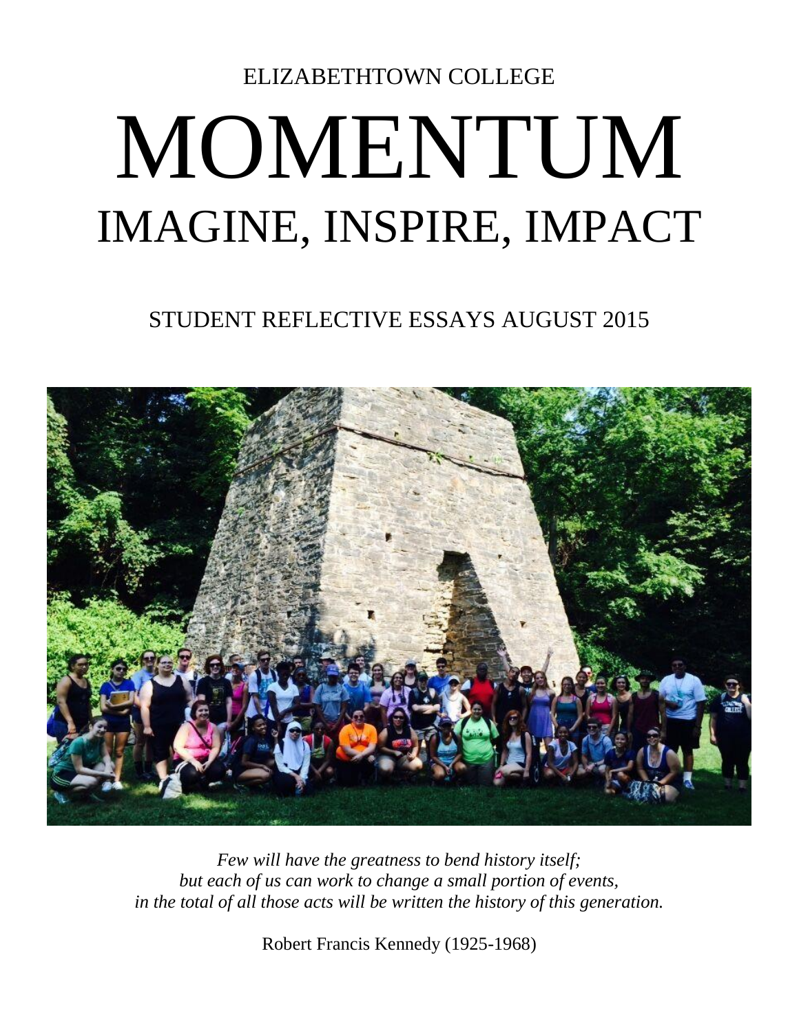ELIZABETHTOWN COLLEGE

# MOMENTUM

## IMAGINE, INSPIRE, IMPACT

STUDENT REFLECTIVE ESSAYS AUGUST 2015

*Few will have the greatness to bend history itself;*
*but each of us can work to change a small portion of events,*
*in the total of all those acts will be written the history of this generation.*

Robert Francis Kennedy (1925-1968)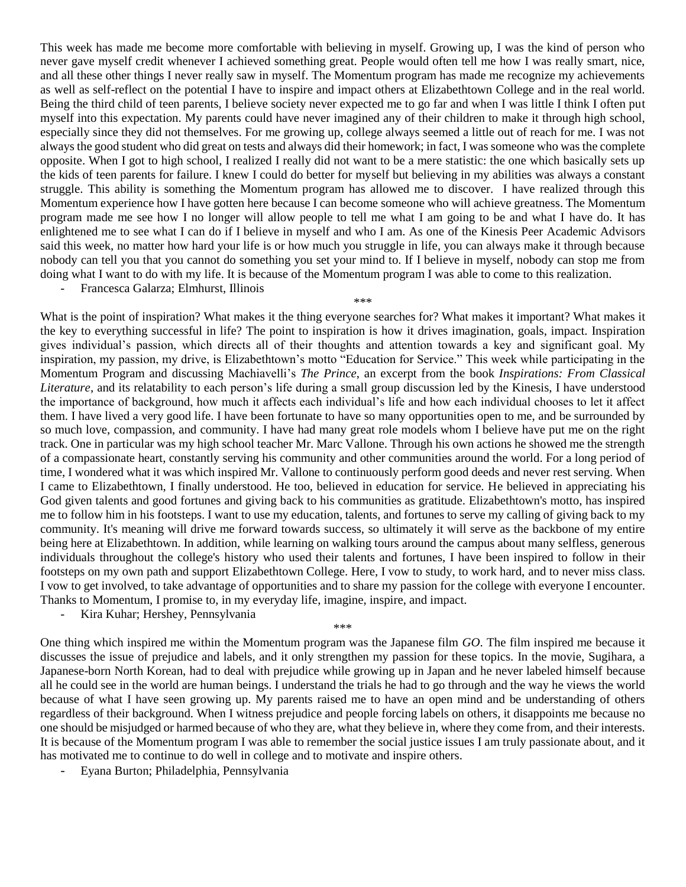This week has made me become more comfortable with believing in myself. Growing up, I was the kind of person who never gave myself credit whenever I achieved something great. People would often tell me how I was really smart, nice, and all these other things I never really saw in myself. The Momentum program has made me recognize my achievements as well as self-reflect on the potential I have to inspire and impact others at Elizabethtown College and in the real world. Being the third child of teen parents, I believe society never expected me to go far and when I was little I think I often put myself into this expectation. My parents could have never imagined any of their children to make it through high school, especially since they did not themselves. For me growing up, college always seemed a little out of reach for me. I was not always the good student who did great on tests and always did their homework; in fact, I was someone who was the complete opposite. When I got to high school, I realized I really did not want to be a mere statistic: the one which basically sets up the kids of teen parents for failure. I knew I could do better for myself but believing in my abilities was always a constant struggle. This ability is something the Momentum program has allowed me to discover. I have realized through this Momentum experience how I have gotten here because I can become someone who will achieve greatness. The Momentum program made me see how I no longer will allow people to tell me what I am going to be and what I have do. It has enlightened me to see what I can do if I believe in myself and who I am. As one of the Kinesis Peer Academic Advisors said this week, no matter how hard your life is or how much you struggle in life, you can always make it through because nobody can tell you that you cannot do something you set your mind to. If I believe in myself, nobody can stop me from doing what I want to do with my life. It is because of the Momentum program I was able to come to this realization.

- Francesca Galarza; Elmhurst, Illinois

\*\*\*

What is the point of inspiration? What makes it the thing everyone searches for? What makes it important? What makes it the key to everything successful in life? The point to inspiration is how it drives imagination, goals, impact. Inspiration gives individual's passion, which directs all of their thoughts and attention towards a key and significant goal. My inspiration, my passion, my drive, is Elizabethtown's motto "Education for Service." This week while participating in the Momentum Program and discussing Machiavelli's *The Prince*, an excerpt from the book *Inspirations: From Classical Literature*, and its relatability to each person's life during a small group discussion led by the Kinesis, I have understood the importance of background, how much it affects each individual's life and how each individual chooses to let it affect them. I have lived a very good life. I have been fortunate to have so many opportunities open to me, and be surrounded by so much love, compassion, and community. I have had many great role models whom I believe have put me on the right track. One in particular was my high school teacher Mr. Marc Vallone. Through his own actions he showed me the strength of a compassionate heart, constantly serving his community and other communities around the world. For a long period of time, I wondered what it was which inspired Mr. Vallone to continuously perform good deeds and never rest serving. When I came to Elizabethtown, I finally understood. He too, believed in education for service. He believed in appreciating his God given talents and good fortunes and giving back to his communities as gratitude. Elizabethtown's motto, has inspired me to follow him in his footsteps. I want to use my education, talents, and fortunes to serve my calling of giving back to my community. It's meaning will drive me forward towards success, so ultimately it will serve as the backbone of my entire being here at Elizabethtown. In addition, while learning on walking tours around the campus about many selfless, generous individuals throughout the college's history who used their talents and fortunes, I have been inspired to follow in their footsteps on my own path and support Elizabethtown College. Here, I vow to study, to work hard, and to never miss class. I vow to get involved, to take advantage of opportunities and to share my passion for the college with everyone I encounter. Thanks to Momentum, I promise to, in my everyday life, imagine, inspire, and impact.

- Kira Kuhar; Hershey, Pennsylvania

\*\*\*

One thing which inspired me within the Momentum program was the Japanese film *GO*. The film inspired me because it discusses the issue of prejudice and labels, and it only strengthen my passion for these topics. In the movie, Sugihara, a Japanese-born North Korean, had to deal with prejudice while growing up in Japan and he never labeled himself because all he could see in the world are human beings. I understand the trials he had to go through and the way he views the world because of what I have seen growing up. My parents raised me to have an open mind and be understanding of others regardless of their background. When I witness prejudice and people forcing labels on others, it disappoints me because no one should be misjudged or harmed because of who they are, what they believe in, where they come from, and their interests. It is because of the Momentum program I was able to remember the social justice issues I am truly passionate about, and it has motivated me to continue to do well in college and to motivate and inspire others.

- Eyana Burton; Philadelphia, Pennsylvania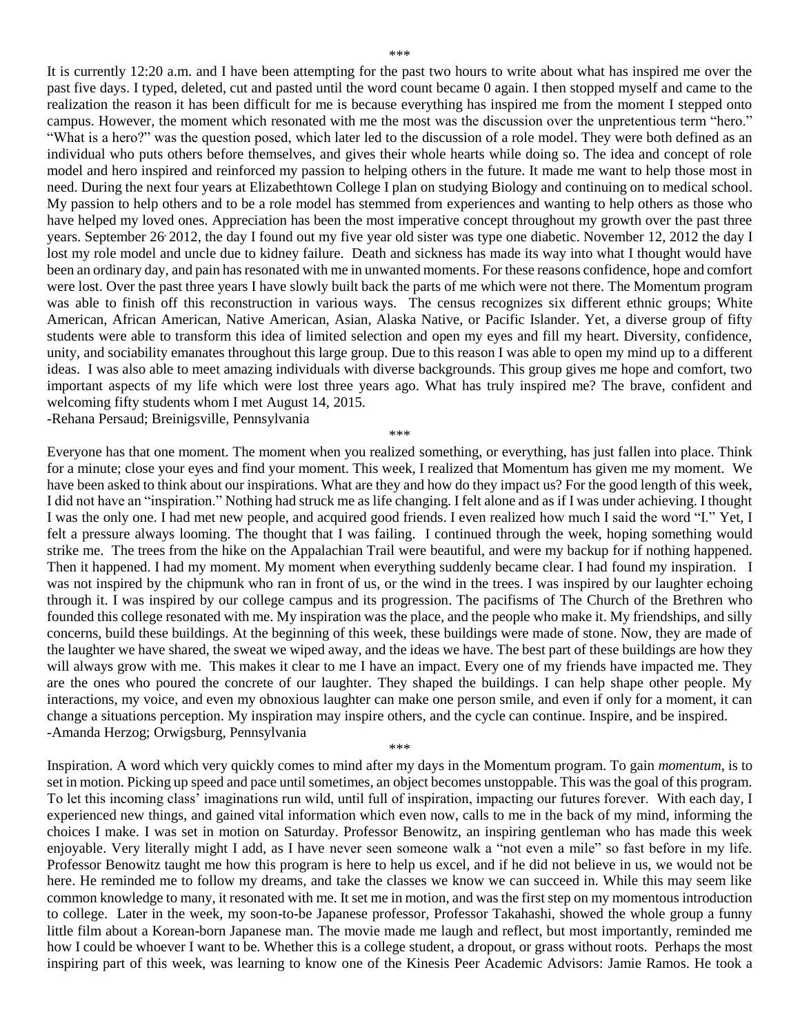\*\*\*

It is currently 12:20 a.m. and I have been attempting for the past two hours to write about what has inspired me over the past five days. I typed, deleted, cut and pasted until the word count became 0 again. I then stopped myself and came to the realization the reason it has been difficult for me is because everything has inspired me from the moment I stepped onto campus. However, the moment which resonated with me the most was the discussion over the unpretentious term "hero." "What is a hero?" was the question posed, which later led to the discussion of a role model. They were both defined as an individual who puts others before themselves, and gives their whole hearts while doing so. The idea and concept of role model and hero inspired and reinforced my passion to helping others in the future. It made me want to help those most in need. During the next four years at Elizabethtown College I plan on studying Biology and continuing on to medical school. My passion to help others and to be a role model has stemmed from experiences and wanting to help others as those who have helped my loved ones. Appreciation has been the most imperative concept throughout my growth over the past three years. September 26, 2012, the day I found out my five year old sister was type one diabetic. November 12, 2012 the day I lost my role model and uncle due to kidney failure. Death and sickness has made its way into what I thought would have been an ordinary day, and pain has resonated with me in unwanted moments. For these reasons confidence, hope and comfort were lost. Over the past three years I have slowly built back the parts of me which were not there. The Momentum program was able to finish off this reconstruction in various ways. The census recognizes six different ethnic groups; White American, African American, Native American, Asian, Alaska Native, or Pacific Islander. Yet, a diverse group of fifty students were able to transform this idea of limited selection and open my eyes and fill my heart. Diversity, confidence, unity, and sociability emanates throughout this large group. Due to this reason I was able to open my mind up to a different ideas. I was also able to meet amazing individuals with diverse backgrounds. This group gives me hope and comfort, two important aspects of my life which were lost three years ago. What has truly inspired me? The brave, confident and welcoming fifty students whom I met August 14, 2015.

-Rehana Persaud; Breinigsville, Pennsylvania

\*\*\*

Everyone has that one moment. The moment when you realized something, or everything, has just fallen into place. Think for a minute; close your eyes and find your moment. This week, I realized that Momentum has given me my moment. We have been asked to think about our inspirations. What are they and how do they impact us? For the good length of this week, I did not have an "inspiration." Nothing had struck me as life changing. I felt alone and as if I was under achieving. I thought I was the only one. I had met new people, and acquired good friends. I even realized how much I said the word "I." Yet, I felt a pressure always looming. The thought that I was failing. I continued through the week, hoping something would strike me. The trees from the hike on the Appalachian Trail were beautiful, and were my backup for if nothing happened. Then it happened. I had my moment. My moment when everything suddenly became clear. I had found my inspiration. I was not inspired by the chipmunk who ran in front of us, or the wind in the trees. I was inspired by our laughter echoing through it. I was inspired by our college campus and its progression. The pacifisms of The Church of the Brethren who founded this college resonated with me. My inspiration was the place, and the people who make it. My friendships, and silly concerns, build these buildings. At the beginning of this week, these buildings were made of stone. Now, they are made of the laughter we have shared, the sweat we wiped away, and the ideas we have. The best part of these buildings are how they will always grow with me. This makes it clear to me I have an impact. Every one of my friends have impacted me. They are the ones who poured the concrete of our laughter. They shaped the buildings. I can help shape other people. My interactions, my voice, and even my obnoxious laughter can make one person smile, and even if only for a moment, it can change a situations perception. My inspiration may inspire others, and the cycle can continue. Inspire, and be inspired.

-Amanda Herzog; Orwigsburg, Pennsylvania

\*\*\*

Inspiration. A word which very quickly comes to mind after my days in the Momentum program. To gain *momentum*, is to set in motion. Picking up speed and pace until sometimes, an object becomes unstoppable. This was the goal of this program. To let this incoming class' imaginations run wild, until full of inspiration, impacting our futures forever. With each day, I experienced new things, and gained vital information which even now, calls to me in the back of my mind, informing the choices I make. I was set in motion on Saturday. Professor Benowitz, an inspiring gentleman who has made this week enjoyable. Very literally might I add, as I have never seen someone walk a "not even a mile" so fast before in my life. Professor Benowitz taught me how this program is here to help us excel, and if he did not believe in us, we would not be here. He reminded me to follow my dreams, and take the classes we know we can succeed in. While this may seem like common knowledge to many, it resonated with me. It set me in motion, and was the first step on my momentous introduction to college. Later in the week, my soon-to-be Japanese professor, Professor Takahashi, showed the whole group a funny little film about a Korean-born Japanese man. The movie made me laugh and reflect, but most importantly, reminded me how I could be whoever I want to be. Whether this is a college student, a dropout, or grass without roots. Perhaps the most inspiring part of this week, was learning to know one of the Kinesis Peer Academic Advisors: Jamie Ramos. He took a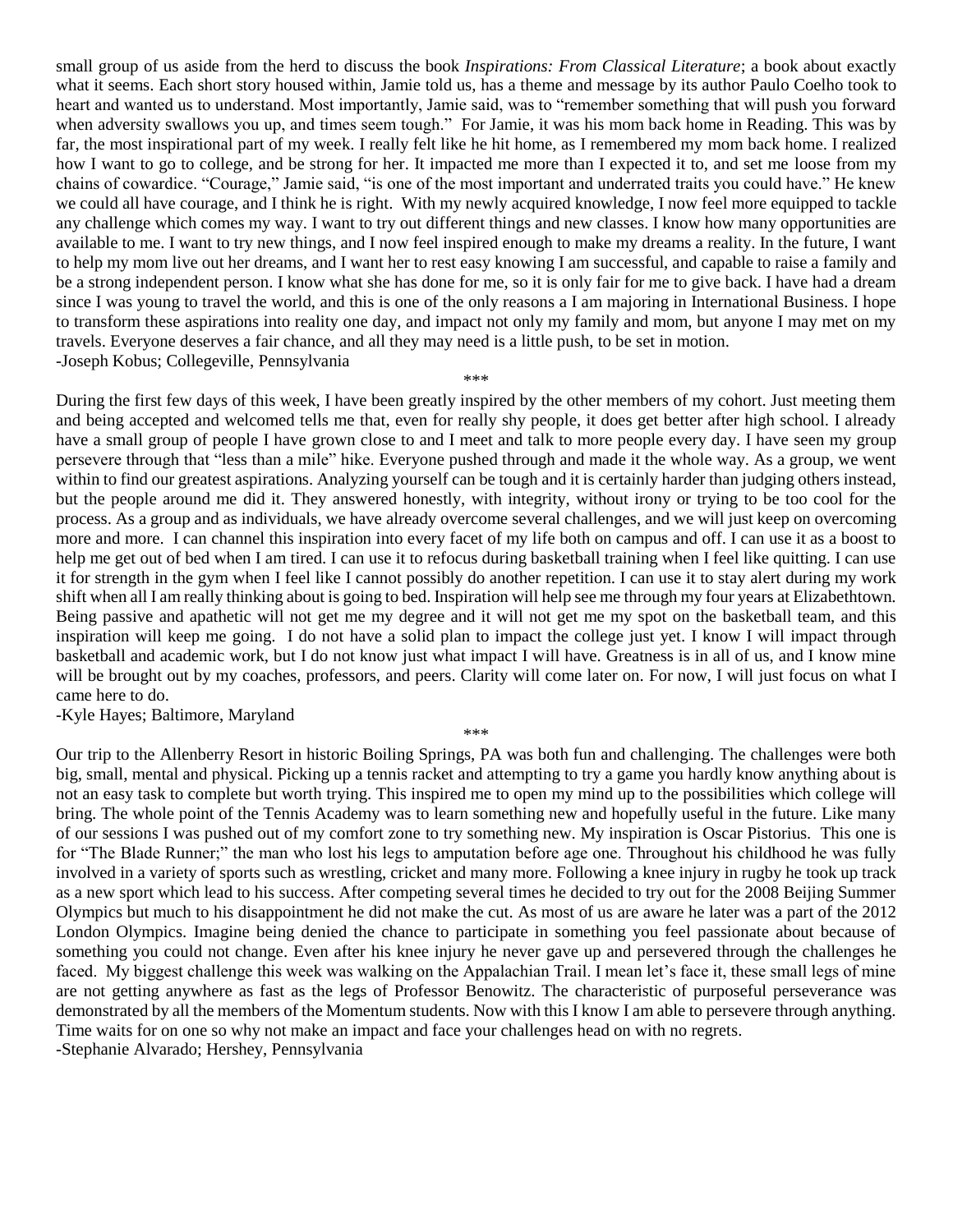small group of us aside from the herd to discuss the book *Inspirations: From Classical Literature*; a book about exactly what it seems. Each short story housed within, Jamie told us, has a theme and message by its author Paulo Coelho took to heart and wanted us to understand. Most importantly, Jamie said, was to "remember something that will push you forward when adversity swallows you up, and times seem tough." For Jamie, it was his mom back home in Reading. This was by far, the most inspirational part of my week. I really felt like he hit home, as I remembered my mom back home. I realized how I want to go to college, and be strong for her. It impacted me more than I expected it to, and set me loose from my chains of cowardice. "Courage," Jamie said, "is one of the most important and underrated traits you could have." He knew we could all have courage, and I think he is right. With my newly acquired knowledge, I now feel more equipped to tackle any challenge which comes my way. I want to try out different things and new classes. I know how many opportunities are available to me. I want to try new things, and I now feel inspired enough to make my dreams a reality. In the future, I want to help my mom live out her dreams, and I want her to rest easy knowing I am successful, and capable to raise a family and be a strong independent person. I know what she has done for me, so it is only fair for me to give back. I have had a dream since I was young to travel the world, and this is one of the only reasons a I am majoring in International Business. I hope to transform these aspirations into reality one day, and impact not only my family and mom, but anyone I may met on my travels. Everyone deserves a fair chance, and all they may need is a little push, to be set in motion.

-Joseph Kobus; Collegeville, Pennsylvania

\*\*\*

During the first few days of this week, I have been greatly inspired by the other members of my cohort. Just meeting them and being accepted and welcomed tells me that, even for really shy people, it does get better after high school. I already have a small group of people I have grown close to and I meet and talk to more people every day. I have seen my group persevere through that "less than a mile" hike. Everyone pushed through and made it the whole way. As a group, we went within to find our greatest aspirations. Analyzing yourself can be tough and it is certainly harder than judging others instead, but the people around me did it. They answered honestly, with integrity, without irony or trying to be too cool for the process. As a group and as individuals, we have already overcome several challenges, and we will just keep on overcoming more and more. I can channel this inspiration into every facet of my life both on campus and off. I can use it as a boost to help me get out of bed when I am tired. I can use it to refocus during basketball training when I feel like quitting. I can use it for strength in the gym when I feel like I cannot possibly do another repetition. I can use it to stay alert during my work shift when all I am really thinking about is going to bed. Inspiration will help see me through my four years at Elizabethtown. Being passive and apathetic will not get me my degree and it will not get me my spot on the basketball team, and this inspiration will keep me going. I do not have a solid plan to impact the college just yet. I know I will impact through basketball and academic work, but I do not know just what impact I will have. Greatness is in all of us, and I know mine will be brought out by my coaches, professors, and peers. Clarity will come later on. For now, I will just focus on what I came here to do.

-Kyle Hayes; Baltimore, Maryland

\*\*\*

Our trip to the Allenberry Resort in historic Boiling Springs, PA was both fun and challenging. The challenges were both big, small, mental and physical. Picking up a tennis racket and attempting to try a game you hardly know anything about is not an easy task to complete but worth trying. This inspired me to open my mind up to the possibilities which college will bring. The whole point of the Tennis Academy was to learn something new and hopefully useful in the future. Like many of our sessions I was pushed out of my comfort zone to try something new. My inspiration is Oscar Pistorius. This one is for "The Blade Runner;" the man who lost his legs to amputation before age one. Throughout his childhood he was fully involved in a variety of sports such as wrestling, cricket and many more. Following a knee injury in rugby he took up track as a new sport which lead to his success. After competing several times he decided to try out for the 2008 Beijing Summer Olympics but much to his disappointment he did not make the cut. As most of us are aware he later was a part of the 2012 London Olympics. Imagine being denied the chance to participate in something you feel passionate about because of something you could not change. Even after his knee injury he never gave up and persevered through the challenges he faced. My biggest challenge this week was walking on the Appalachian Trail. I mean let's face it, these small legs of mine are not getting anywhere as fast as the legs of Professor Benowitz. The characteristic of purposeful perseverance was demonstrated by all the members of the Momentum students. Now with this I know I am able to persevere through anything. Time waits for on one so why not make an impact and face your challenges head on with no regrets.

-Stephanie Alvarado; Hershey, Pennsylvania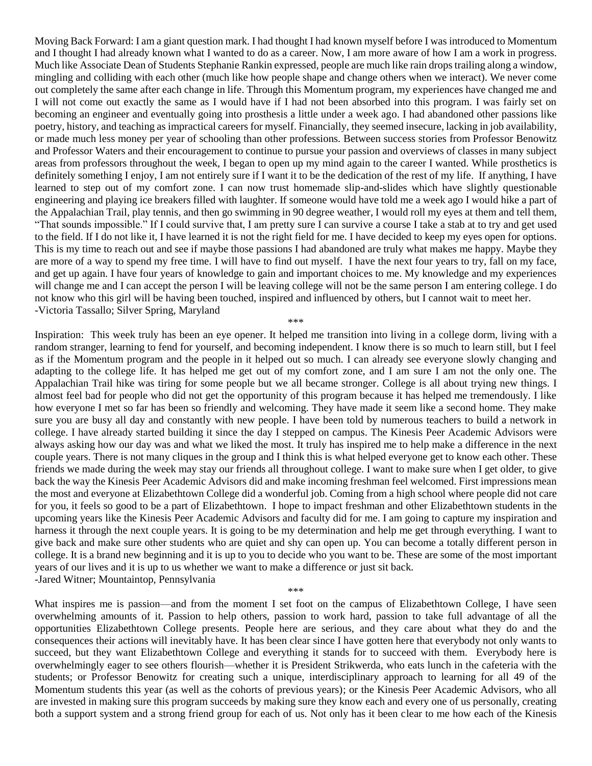Moving Back Forward: I am a giant question mark. I had thought I had known myself before I was introduced to Momentum and I thought I had already known what I wanted to do as a career. Now, I am more aware of how I am a work in progress. Much like Associate Dean of Students Stephanie Rankin expressed, people are much like rain drops trailing along a window, mingling and colliding with each other (much like how people shape and change others when we interact). We never come out completely the same after each change in life. Through this Momentum program, my experiences have changed me and I will not come out exactly the same as I would have if I had not been absorbed into this program. I was fairly set on becoming an engineer and eventually going into prosthesis a little under a week ago. I had abandoned other passions like poetry, history, and teaching as impractical careers for myself. Financially, they seemed insecure, lacking in job availability, or made much less money per year of schooling than other professions. Between success stories from Professor Benowitz and Professor Waters and their encouragement to continue to pursue your passion and overviews of classes in many subject areas from professors throughout the week, I began to open up my mind again to the career I wanted. While prosthetics is definitely something I enjoy, I am not entirely sure if I want it to be the dedication of the rest of my life. If anything, I have learned to step out of my comfort zone. I can now trust homemade slip-and-slides which have slightly questionable engineering and playing ice breakers filled with laughter. If someone would have told me a week ago I would hike a part of the Appalachian Trail, play tennis, and then go swimming in 90 degree weather, I would roll my eyes at them and tell them, "That sounds impossible." If I could survive that, I am pretty sure I can survive a course I take a stab at to try and get used to the field. If I do not like it, I have learned it is not the right field for me. I have decided to keep my eyes open for options. This is my time to reach out and see if maybe those passions I had abandoned are truly what makes me happy. Maybe they are more of a way to spend my free time. I will have to find out myself. I have the next four years to try, fall on my face, and get up again. I have four years of knowledge to gain and important choices to me. My knowledge and my experiences will change me and I can accept the person I will be leaving college will not be the same person I am entering college. I do not know who this girl will be having been touched, inspired and influenced by others, but I cannot wait to meet her.
-Victoria Tassallo; Silver Spring, Maryland

***

Inspiration: This week truly has been an eye opener. It helped me transition into living in a college dorm, living with a random stranger, learning to fend for yourself, and becoming independent. I know there is so much to learn still, but I feel as if the Momentum program and the people in it helped out so much. I can already see everyone slowly changing and adapting to the college life. It has helped me get out of my comfort zone, and I am sure I am not the only one. The Appalachian Trail hike was tiring for some people but we all became stronger. College is all about trying new things. I almost feel bad for people who did not get the opportunity of this program because it has helped me tremendously. I like how everyone I met so far has been so friendly and welcoming. They have made it seem like a second home. They make sure you are busy all day and constantly with new people. I have been told by numerous teachers to build a network in college. I have already started building it since the day I stepped on campus. The Kinesis Peer Academic Advisors were always asking how our day was and what we liked the most. It truly has inspired me to help make a difference in the next couple years. There is not many cliques in the group and I think this is what helped everyone get to know each other. These friends we made during the week may stay our friends all throughout college. I want to make sure when I get older, to give back the way the Kinesis Peer Academic Advisors did and make incoming freshman feel welcomed. First impressions mean the most and everyone at Elizabethtown College did a wonderful job. Coming from a high school where people did not care for you, it feels so good to be a part of Elizabethtown. I hope to impact freshman and other Elizabethtown students in the upcoming years like the Kinesis Peer Academic Advisors and faculty did for me. I am going to capture my inspiration and harness it through the next couple years. It is going to be my determination and help me get through everything. I want to give back and make sure other students who are quiet and shy can open up. You can become a totally different person in college. It is a brand new beginning and it is up to you to decide who you want to be. These are some of the most important years of our lives and it is up to us whether we want to make a difference or just sit back.
-Jared Witner; Mountaintop, Pennsylvania

***

What inspires me is passion—and from the moment I set foot on the campus of Elizabethtown College, I have seen overwhelming amounts of it. Passion to help others, passion to work hard, passion to take full advantage of all the opportunities Elizabethtown College presents. People here are serious, and they care about what they do and the consequences their actions will inevitably have. It has been clear since I have gotten here that everybody not only wants to succeed, but they want Elizabethtown College and everything it stands for to succeed with them. Everybody here is overwhelmingly eager to see others flourish—whether it is President Strikwerda, who eats lunch in the cafeteria with the students; or Professor Benowitz for creating such a unique, interdisciplinary approach to learning for all 49 of the Momentum students this year (as well as the cohorts of previous years); or the Kinesis Peer Academic Advisors, who all are invested in making sure this program succeeds by making sure they know each and every one of us personally, creating both a support system and a strong friend group for each of us. Not only has it been clear to me how each of the Kinesis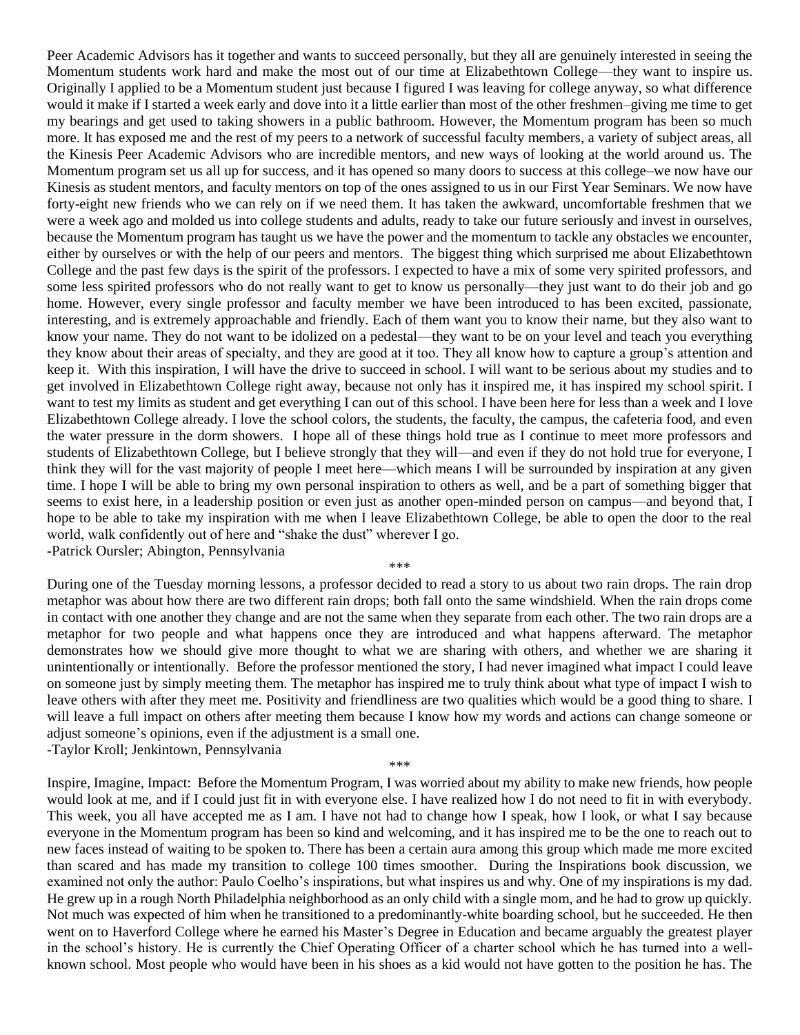Peer Academic Advisors has it together and wants to succeed personally, but they all are genuinely interested in seeing the Momentum students work hard and make the most out of our time at Elizabethtown College—they want to inspire us. Originally I applied to be a Momentum student just because I figured I was leaving for college anyway, so what difference would it make if I started a week early and dove into it a little earlier than most of the other freshmen–giving me time to get my bearings and get used to taking showers in a public bathroom. However, the Momentum program has been so much more. It has exposed me and the rest of my peers to a network of successful faculty members, a variety of subject areas, all the Kinesis Peer Academic Advisors who are incredible mentors, and new ways of looking at the world around us. The Momentum program set us all up for success, and it has opened so many doors to success at this college–we now have our Kinesis as student mentors, and faculty mentors on top of the ones assigned to us in our First Year Seminars. We now have forty-eight new friends who we can rely on if we need them. It has taken the awkward, uncomfortable freshmen that we were a week ago and molded us into college students and adults, ready to take our future seriously and invest in ourselves, because the Momentum program has taught us we have the power and the momentum to tackle any obstacles we encounter, either by ourselves or with the help of our peers and mentors. The biggest thing which surprised me about Elizabethtown College and the past few days is the spirit of the professors. I expected to have a mix of some very spirited professors, and some less spirited professors who do not really want to get to know us personally—they just want to do their job and go home. However, every single professor and faculty member we have been introduced to has been excited, passionate, interesting, and is extremely approachable and friendly. Each of them want you to know their name, but they also want to know your name. They do not want to be idolized on a pedestal—they want to be on your level and teach you everything they know about their areas of specialty, and they are good at it too. They all know how to capture a group's attention and keep it. With this inspiration, I will have the drive to succeed in school. I will want to be serious about my studies and to get involved in Elizabethtown College right away, because not only has it inspired me, it has inspired my school spirit. I want to test my limits as student and get everything I can out of this school. I have been here for less than a week and I love Elizabethtown College already. I love the school colors, the students, the faculty, the campus, the cafeteria food, and even the water pressure in the dorm showers. I hope all of these things hold true as I continue to meet more professors and students of Elizabethtown College, but I believe strongly that they will—and even if they do not hold true for everyone, I think they will for the vast majority of people I meet here—which means I will be surrounded by inspiration at any given time. I hope I will be able to bring my own personal inspiration to others as well, and be a part of something bigger that seems to exist here, in a leadership position or even just as another open-minded person on campus—and beyond that, I hope to be able to take my inspiration with me when I leave Elizabethtown College, be able to open the door to the real world, walk confidently out of here and "shake the dust" wherever I go.

-Patrick Oursler; Abington, Pennsylvania

\*\*\*

During one of the Tuesday morning lessons, a professor decided to read a story to us about two rain drops. The rain drop metaphor was about how there are two different rain drops; both fall onto the same windshield. When the rain drops come in contact with one another they change and are not the same when they separate from each other. The two rain drops are a metaphor for two people and what happens once they are introduced and what happens afterward. The metaphor demonstrates how we should give more thought to what we are sharing with others, and whether we are sharing it unintentionally or intentionally. Before the professor mentioned the story, I had never imagined what impact I could leave on someone just by simply meeting them. The metaphor has inspired me to truly think about what type of impact I wish to leave others with after they meet me. Positivity and friendliness are two qualities which would be a good thing to share. I will leave a full impact on others after meeting them because I know how my words and actions can change someone or adjust someone's opinions, even if the adjustment is a small one.

-Taylor Kroll; Jenkintown, Pennsylvania

\*\*\*

Inspire, Imagine, Impact: Before the Momentum Program, I was worried about my ability to make new friends, how people would look at me, and if I could just fit in with everyone else. I have realized how I do not need to fit in with everybody. This week, you all have accepted me as I am. I have not had to change how I speak, how I look, or what I say because everyone in the Momentum program has been so kind and welcoming, and it has inspired me to be the one to reach out to new faces instead of waiting to be spoken to. There has been a certain aura among this group which made me more excited than scared and has made my transition to college 100 times smoother. During the Inspirations book discussion, we examined not only the author: Paulo Coelho's inspirations, but what inspires us and why. One of my inspirations is my dad. He grew up in a rough North Philadelphia neighborhood as an only child with a single mom, and he had to grow up quickly. Not much was expected of him when he transitioned to a predominantly-white boarding school, but he succeeded. He then went on to Haverford College where he earned his Master's Degree in Education and became arguably the greatest player in the school's history. He is currently the Chief Operating Officer of a charter school which he has turned into a well-known school. Most people who would have been in his shoes as a kid would not have gotten to the position he has. The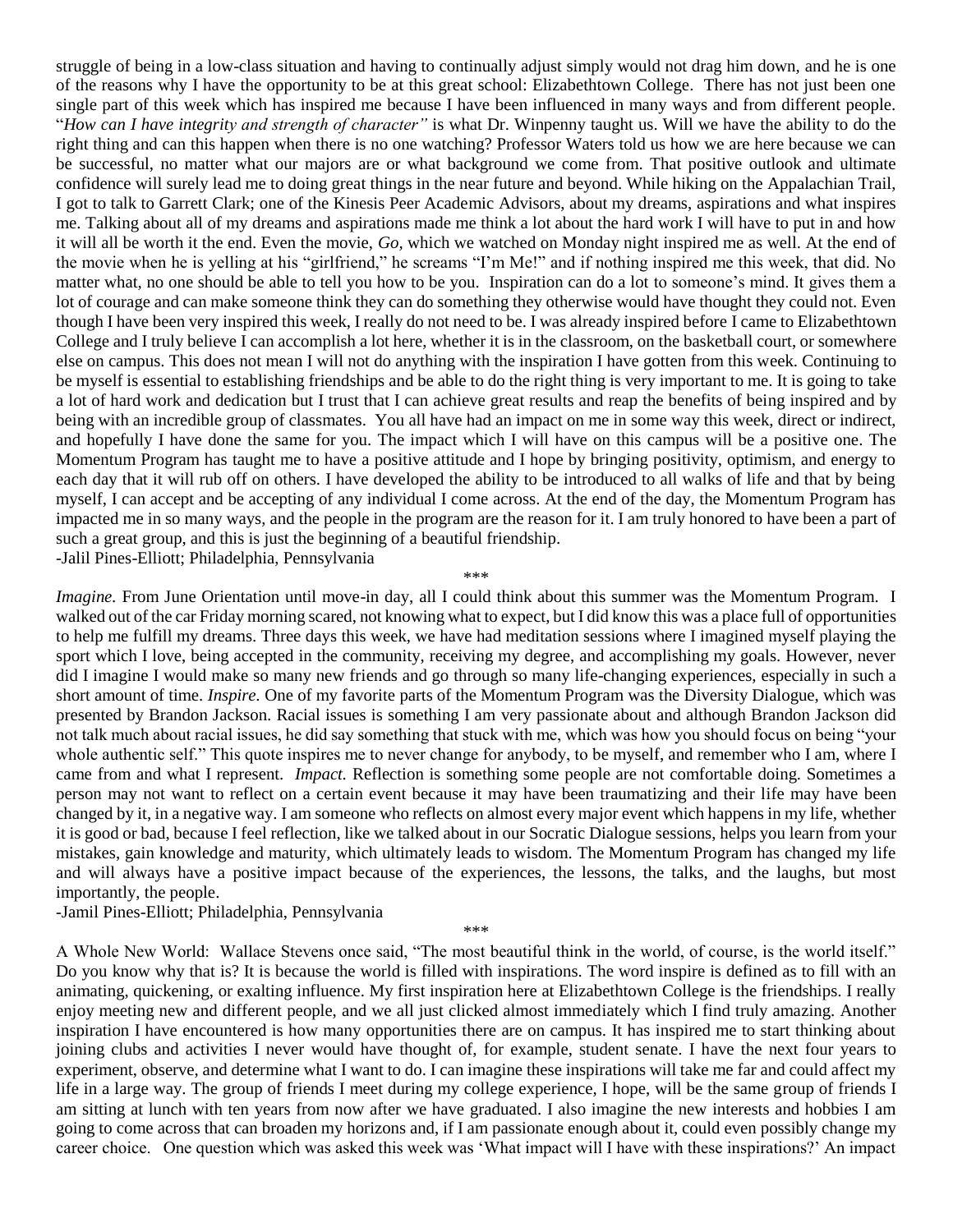struggle of being in a low-class situation and having to continually adjust simply would not drag him down, and he is one of the reasons why I have the opportunity to be at this great school: Elizabethtown College. There has not just been one single part of this week which has inspired me because I have been influenced in many ways and from different people. "*How can I have integrity and strength of character"* is what Dr. Winpenny taught us. Will we have the ability to do the right thing and can this happen when there is no one watching? Professor Waters told us how we are here because we can be successful, no matter what our majors are or what background we come from. That positive outlook and ultimate confidence will surely lead me to doing great things in the near future and beyond. While hiking on the Appalachian Trail, I got to talk to Garrett Clark; one of the Kinesis Peer Academic Advisors, about my dreams, aspirations and what inspires me. Talking about all of my dreams and aspirations made me think a lot about the hard work I will have to put in and how it will all be worth it the end. Even the movie, *Go,* which we watched on Monday night inspired me as well. At the end of the movie when he is yelling at his "girlfriend," he screams "I'm Me!" and if nothing inspired me this week, that did. No matter what, no one should be able to tell you how to be you. Inspiration can do a lot to someone's mind. It gives them a lot of courage and can make someone think they can do something they otherwise would have thought they could not. Even though I have been very inspired this week, I really do not need to be. I was already inspired before I came to Elizabethtown College and I truly believe I can accomplish a lot here, whether it is in the classroom, on the basketball court, or somewhere else on campus. This does not mean I will not do anything with the inspiration I have gotten from this week. Continuing to be myself is essential to establishing friendships and be able to do the right thing is very important to me. It is going to take a lot of hard work and dedication but I trust that I can achieve great results and reap the benefits of being inspired and by being with an incredible group of classmates. You all have had an impact on me in some way this week, direct or indirect, and hopefully I have done the same for you. The impact which I will have on this campus will be a positive one. The Momentum Program has taught me to have a positive attitude and I hope by bringing positivity, optimism, and energy to each day that it will rub off on others. I have developed the ability to be introduced to all walks of life and that by being myself, I can accept and be accepting of any individual I come across. At the end of the day, the Momentum Program has impacted me in so many ways, and the people in the program are the reason for it. I am truly honored to have been a part of such a great group, and this is just the beginning of a beautiful friendship.

-Jalil Pines-Elliott; Philadelphia, Pennsylvania

\*\*\*

*Imagine.* From June Orientation until move-in day, all I could think about this summer was the Momentum Program. I walked out of the car Friday morning scared, not knowing what to expect, but I did know this was a place full of opportunities to help me fulfill my dreams. Three days this week, we have had meditation sessions where I imagined myself playing the sport which I love, being accepted in the community, receiving my degree, and accomplishing my goals. However, never did I imagine I would make so many new friends and go through so many life-changing experiences, especially in such a short amount of time. *Inspire.* One of my favorite parts of the Momentum Program was the Diversity Dialogue, which was presented by Brandon Jackson. Racial issues is something I am very passionate about and although Brandon Jackson did not talk much about racial issues, he did say something that stuck with me, which was how you should focus on being "your whole authentic self." This quote inspires me to never change for anybody, to be myself, and remember who I am, where I came from and what I represent. *Impact.* Reflection is something some people are not comfortable doing. Sometimes a person may not want to reflect on a certain event because it may have been traumatizing and their life may have been changed by it, in a negative way. I am someone who reflects on almost every major event which happens in my life, whether it is good or bad, because I feel reflection, like we talked about in our Socratic Dialogue sessions, helps you learn from your mistakes, gain knowledge and maturity, which ultimately leads to wisdom. The Momentum Program has changed my life and will always have a positive impact because of the experiences, the lessons, the talks, and the laughs, but most importantly, the people.

-Jamil Pines-Elliott; Philadelphia, Pennsylvania

\*\*\*

A Whole New World: Wallace Stevens once said, "The most beautiful think in the world, of course, is the world itself." Do you know why that is? It is because the world is filled with inspirations. The word inspire is defined as to fill with an animating, quickening, or exalting influence. My first inspiration here at Elizabethtown College is the friendships. I really enjoy meeting new and different people, and we all just clicked almost immediately which I find truly amazing. Another inspiration I have encountered is how many opportunities there are on campus. It has inspired me to start thinking about joining clubs and activities I never would have thought of, for example, student senate. I have the next four years to experiment, observe, and determine what I want to do. I can imagine these inspirations will take me far and could affect my life in a large way. The group of friends I meet during my college experience, I hope, will be the same group of friends I am sitting at lunch with ten years from now after we have graduated. I also imagine the new interests and hobbies I am going to come across that can broaden my horizons and, if I am passionate enough about it, could even possibly change my career choice. One question which was asked this week was 'What impact will I have with these inspirations?' An impact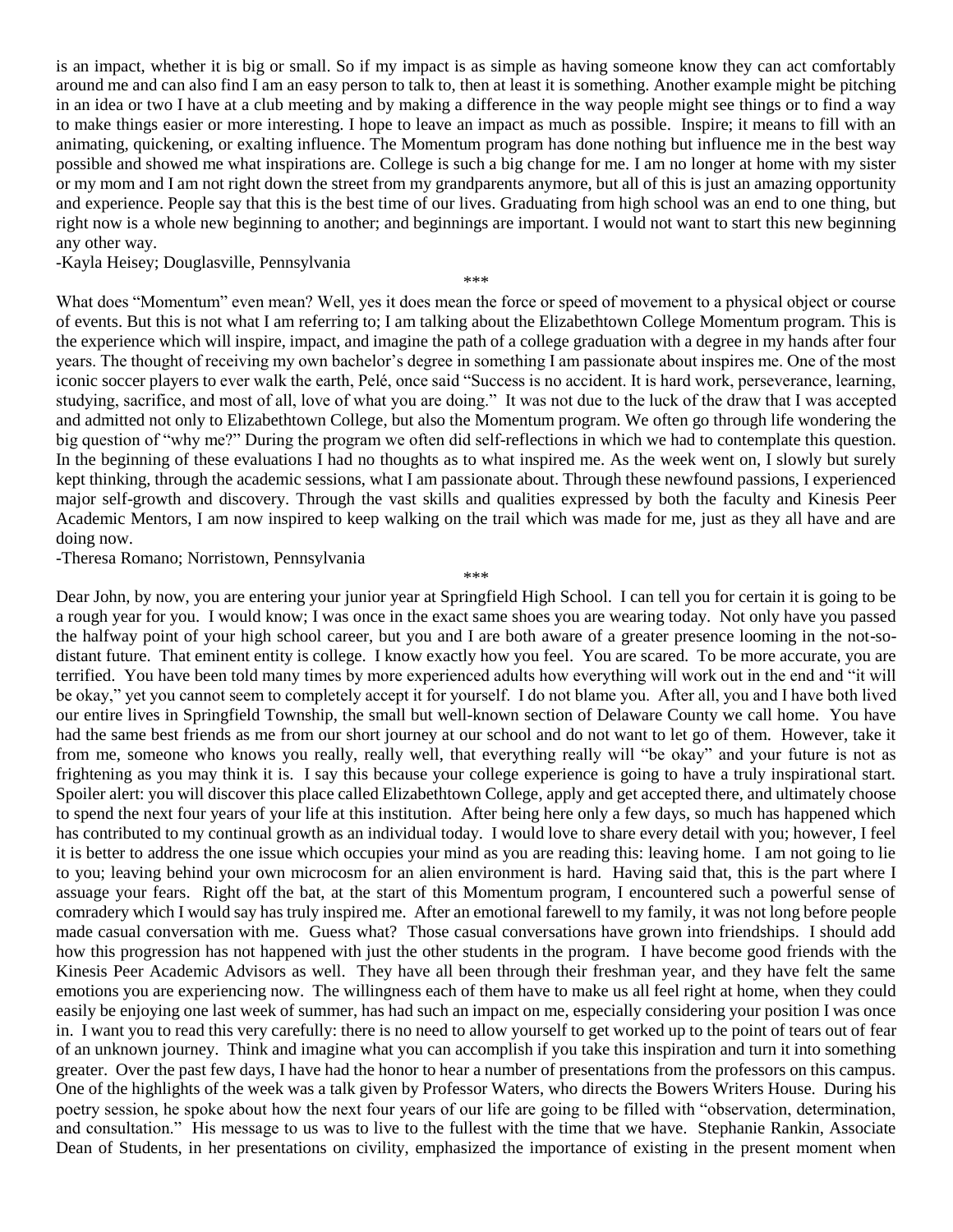is an impact, whether it is big or small. So if my impact is as simple as having someone know they can act comfortably around me and can also find I am an easy person to talk to, then at least it is something. Another example might be pitching in an idea or two I have at a club meeting and by making a difference in the way people might see things or to find a way to make things easier or more interesting. I hope to leave an impact as much as possible. Inspire; it means to fill with an animating, quickening, or exalting influence. The Momentum program has done nothing but influence me in the best way possible and showed me what inspirations are. College is such a big change for me. I am no longer at home with my sister or my mom and I am not right down the street from my grandparents anymore, but all of this is just an amazing opportunity and experience. People say that this is the best time of our lives. Graduating from high school was an end to one thing, but right now is a whole new beginning to another; and beginnings are important. I would not want to start this new beginning any other way.

-Kayla Heisey; Douglasville, Pennsylvania

\*\*\*

What does "Momentum" even mean? Well, yes it does mean the force or speed of movement to a physical object or course of events. But this is not what I am referring to; I am talking about the Elizabethtown College Momentum program. This is the experience which will inspire, impact, and imagine the path of a college graduation with a degree in my hands after four years. The thought of receiving my own bachelor's degree in something I am passionate about inspires me. One of the most iconic soccer players to ever walk the earth, Pelé, once said "Success is no accident. It is hard work, perseverance, learning, studying, sacrifice, and most of all, love of what you are doing." It was not due to the luck of the draw that I was accepted and admitted not only to Elizabethtown College, but also the Momentum program. We often go through life wondering the big question of "why me?" During the program we often did self-reflections in which we had to contemplate this question. In the beginning of these evaluations I had no thoughts as to what inspired me. As the week went on, I slowly but surely kept thinking, through the academic sessions, what I am passionate about. Through these newfound passions, I experienced major self-growth and discovery. Through the vast skills and qualities expressed by both the faculty and Kinesis Peer Academic Mentors, I am now inspired to keep walking on the trail which was made for me, just as they all have and are doing now.

-Theresa Romano; Norristown, Pennsylvania

\*\*\*

Dear John, by now, you are entering your junior year at Springfield High School. I can tell you for certain it is going to be a rough year for you. I would know; I was once in the exact same shoes you are wearing today. Not only have you passed the halfway point of your high school career, but you and I are both aware of a greater presence looming in the not-so-distant future. That eminent entity is college. I know exactly how you feel. You are scared. To be more accurate, you are terrified. You have been told many times by more experienced adults how everything will work out in the end and "it will be okay," yet you cannot seem to completely accept it for yourself. I do not blame you. After all, you and I have both lived our entire lives in Springfield Township, the small but well-known section of Delaware County we call home. You have had the same best friends as me from our short journey at our school and do not want to let go of them. However, take it from me, someone who knows you really, really well, that everything really will "be okay" and your future is not as frightening as you may think it is. I say this because your college experience is going to have a truly inspirational start. Spoiler alert: you will discover this place called Elizabethtown College, apply and get accepted there, and ultimately choose to spend the next four years of your life at this institution. After being here only a few days, so much has happened which has contributed to my continual growth as an individual today. I would love to share every detail with you; however, I feel it is better to address the one issue which occupies your mind as you are reading this: leaving home. I am not going to lie to you; leaving behind your own microcosm for an alien environment is hard. Having said that, this is the part where I assuage your fears. Right off the bat, at the start of this Momentum program, I encountered such a powerful sense of comradery which I would say has truly inspired me. After an emotional farewell to my family, it was not long before people made casual conversation with me. Guess what? Those casual conversations have grown into friendships. I should add how this progression has not happened with just the other students in the program. I have become good friends with the Kinesis Peer Academic Advisors as well. They have all been through their freshman year, and they have felt the same emotions you are experiencing now. The willingness each of them have to make us all feel right at home, when they could easily be enjoying one last week of summer, has had such an impact on me, especially considering your position I was once in. I want you to read this very carefully: there is no need to allow yourself to get worked up to the point of tears out of fear of an unknown journey. Think and imagine what you can accomplish if you take this inspiration and turn it into something greater. Over the past few days, I have had the honor to hear a number of presentations from the professors on this campus. One of the highlights of the week was a talk given by Professor Waters, who directs the Bowers Writers House. During his poetry session, he spoke about how the next four years of our life are going to be filled with "observation, determination, and consultation." His message to us was to live to the fullest with the time that we have. Stephanie Rankin, Associate Dean of Students, in her presentations on civility, emphasized the importance of existing in the present moment when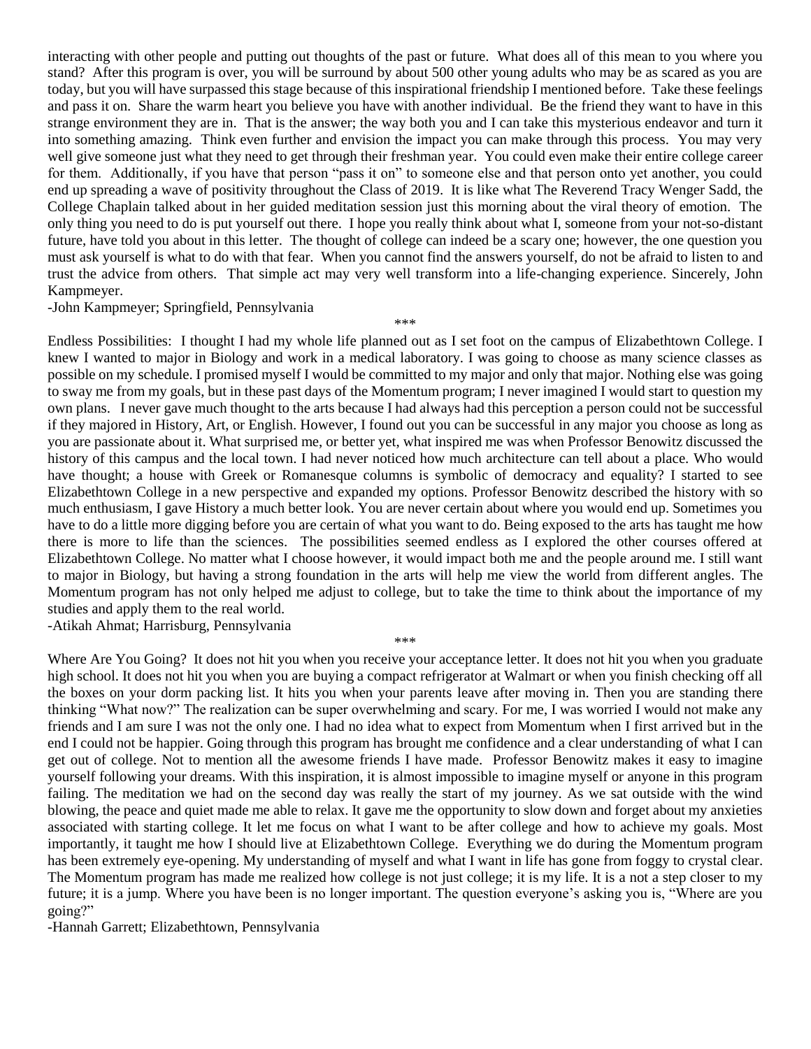interacting with other people and putting out thoughts of the past or future. What does all of this mean to you where you stand? After this program is over, you will be surround by about 500 other young adults who may be as scared as you are today, but you will have surpassed this stage because of this inspirational friendship I mentioned before. Take these feelings and pass it on. Share the warm heart you believe you have with another individual. Be the friend they want to have in this strange environment they are in. That is the answer; the way both you and I can take this mysterious endeavor and turn it into something amazing. Think even further and envision the impact you can make through this process. You may very well give someone just what they need to get through their freshman year. You could even make their entire college career for them. Additionally, if you have that person "pass it on" to someone else and that person onto yet another, you could end up spreading a wave of positivity throughout the Class of 2019. It is like what The Reverend Tracy Wenger Sadd, the College Chaplain talked about in her guided meditation session just this morning about the viral theory of emotion. The only thing you need to do is put yourself out there. I hope you really think about what I, someone from your not-so-distant future, have told you about in this letter. The thought of college can indeed be a scary one; however, the one question you must ask yourself is what to do with that fear. When you cannot find the answers yourself, do not be afraid to listen to and trust the advice from others. That simple act may very well transform into a life-changing experience. Sincerely, John Kampmeyer.

-John Kampmeyer; Springfield, Pennsylvania

***

Endless Possibilities: I thought I had my whole life planned out as I set foot on the campus of Elizabethtown College. I knew I wanted to major in Biology and work in a medical laboratory. I was going to choose as many science classes as possible on my schedule. I promised myself I would be committed to my major and only that major. Nothing else was going to sway me from my goals, but in these past days of the Momentum program; I never imagined I would start to question my own plans. I never gave much thought to the arts because I had always had this perception a person could not be successful if they majored in History, Art, or English. However, I found out you can be successful in any major you choose as long as you are passionate about it. What surprised me, or better yet, what inspired me was when Professor Benowitz discussed the history of this campus and the local town. I had never noticed how much architecture can tell about a place. Who would have thought; a house with Greek or Romanesque columns is symbolic of democracy and equality? I started to see Elizabethtown College in a new perspective and expanded my options. Professor Benowitz described the history with so much enthusiasm, I gave History a much better look. You are never certain about where you would end up. Sometimes you have to do a little more digging before you are certain of what you want to do. Being exposed to the arts has taught me how there is more to life than the sciences. The possibilities seemed endless as I explored the other courses offered at Elizabethtown College. No matter what I choose however, it would impact both me and the people around me. I still want to major in Biology, but having a strong foundation in the arts will help me view the world from different angles. The Momentum program has not only helped me adjust to college, but to take the time to think about the importance of my studies and apply them to the real world.

-Atikah Ahmat; Harrisburg, Pennsylvania

***

Where Are You Going? It does not hit you when you receive your acceptance letter. It does not hit you when you graduate high school. It does not hit you when you are buying a compact refrigerator at Walmart or when you finish checking off all the boxes on your dorm packing list. It hits you when your parents leave after moving in. Then you are standing there thinking "What now?" The realization can be super overwhelming and scary. For me, I was worried I would not make any friends and I am sure I was not the only one. I had no idea what to expect from Momentum when I first arrived but in the end I could not be happier. Going through this program has brought me confidence and a clear understanding of what I can get out of college. Not to mention all the awesome friends I have made. Professor Benowitz makes it easy to imagine yourself following your dreams. With this inspiration, it is almost impossible to imagine myself or anyone in this program failing. The meditation we had on the second day was really the start of my journey. As we sat outside with the wind blowing, the peace and quiet made me able to relax. It gave me the opportunity to slow down and forget about my anxieties associated with starting college. It let me focus on what I want to be after college and how to achieve my goals. Most importantly, it taught me how I should live at Elizabethtown College. Everything we do during the Momentum program has been extremely eye-opening. My understanding of myself and what I want in life has gone from foggy to crystal clear. The Momentum program has made me realized how college is not just college; it is my life. It is a not a step closer to my future; it is a jump. Where you have been is no longer important. The question everyone's asking you is, "Where are you going?"

-Hannah Garrett; Elizabethtown, Pennsylvania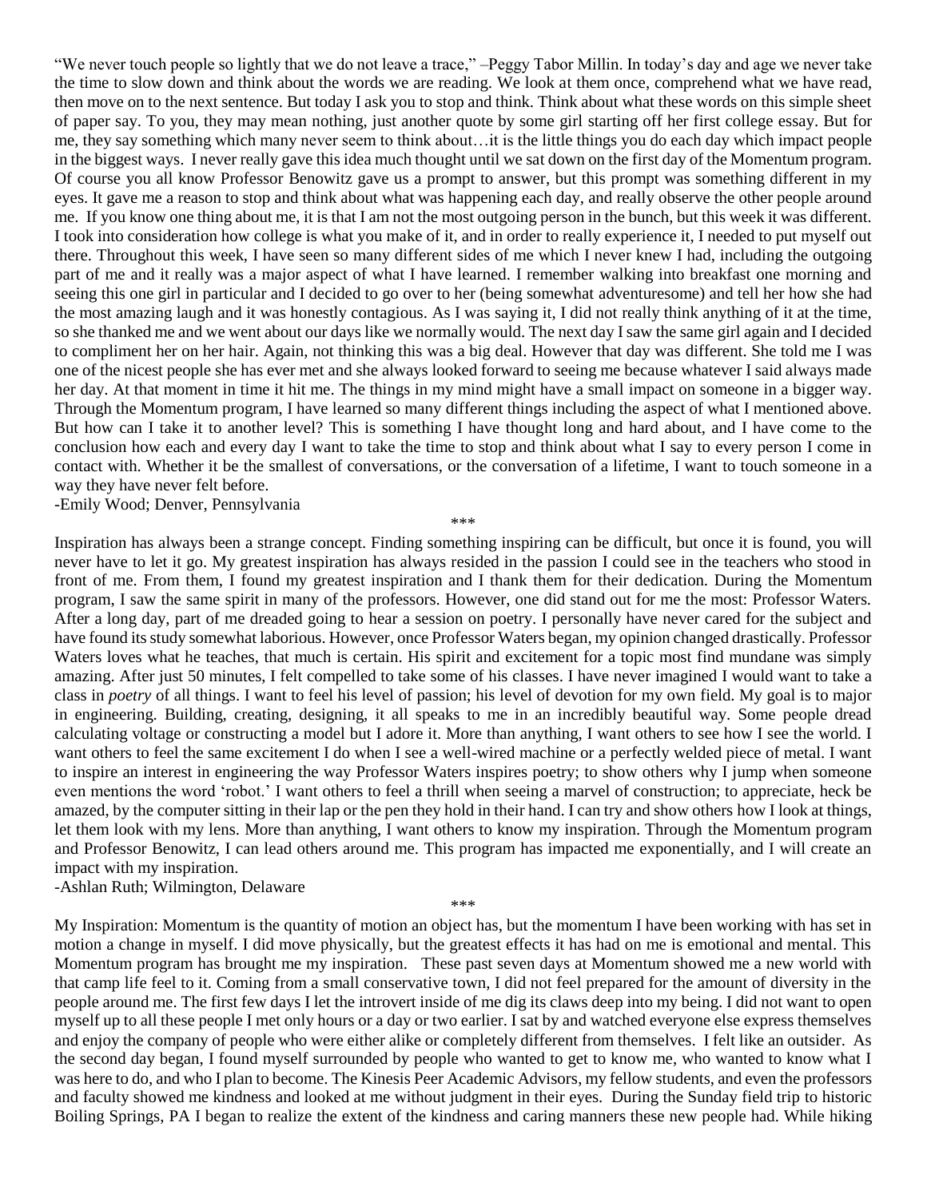"We never touch people so lightly that we do not leave a trace," –Peggy Tabor Millin. In today's day and age we never take the time to slow down and think about the words we are reading. We look at them once, comprehend what we have read, then move on to the next sentence. But today I ask you to stop and think. Think about what these words on this simple sheet of paper say. To you, they may mean nothing, just another quote by some girl starting off her first college essay. But for me, they say something which many never seem to think about…it is the little things you do each day which impact people in the biggest ways. I never really gave this idea much thought until we sat down on the first day of the Momentum program. Of course you all know Professor Benowitz gave us a prompt to answer, but this prompt was something different in my eyes. It gave me a reason to stop and think about what was happening each day, and really observe the other people around me. If you know one thing about me, it is that I am not the most outgoing person in the bunch, but this week it was different. I took into consideration how college is what you make of it, and in order to really experience it, I needed to put myself out there. Throughout this week, I have seen so many different sides of me which I never knew I had, including the outgoing part of me and it really was a major aspect of what I have learned. I remember walking into breakfast one morning and seeing this one girl in particular and I decided to go over to her (being somewhat adventuresome) and tell her how she had the most amazing laugh and it was honestly contagious. As I was saying it, I did not really think anything of it at the time, so she thanked me and we went about our days like we normally would. The next day I saw the same girl again and I decided to compliment her on her hair. Again, not thinking this was a big deal. However that day was different. She told me I was one of the nicest people she has ever met and she always looked forward to seeing me because whatever I said always made her day. At that moment in time it hit me. The things in my mind might have a small impact on someone in a bigger way. Through the Momentum program, I have learned so many different things including the aspect of what I mentioned above. But how can I take it to another level? This is something I have thought long and hard about, and I have come to the conclusion how each and every day I want to take the time to stop and think about what I say to every person I come in contact with. Whether it be the smallest of conversations, or the conversation of a lifetime, I want to touch someone in a way they have never felt before.

-Emily Wood; Denver, Pennsylvania

\*\*\*

Inspiration has always been a strange concept. Finding something inspiring can be difficult, but once it is found, you will never have to let it go. My greatest inspiration has always resided in the passion I could see in the teachers who stood in front of me. From them, I found my greatest inspiration and I thank them for their dedication. During the Momentum program, I saw the same spirit in many of the professors. However, one did stand out for me the most: Professor Waters. After a long day, part of me dreaded going to hear a session on poetry. I personally have never cared for the subject and have found its study somewhat laborious. However, once Professor Waters began, my opinion changed drastically. Professor Waters loves what he teaches, that much is certain. His spirit and excitement for a topic most find mundane was simply amazing. After just 50 minutes, I felt compelled to take some of his classes. I have never imagined I would want to take a class in *poetry* of all things. I want to feel his level of passion; his level of devotion for my own field. My goal is to major in engineering. Building, creating, designing, it all speaks to me in an incredibly beautiful way. Some people dread calculating voltage or constructing a model but I adore it. More than anything, I want others to see how I see the world. I want others to feel the same excitement I do when I see a well-wired machine or a perfectly welded piece of metal. I want to inspire an interest in engineering the way Professor Waters inspires poetry; to show others why I jump when someone even mentions the word 'robot.' I want others to feel a thrill when seeing a marvel of construction; to appreciate, heck be amazed, by the computer sitting in their lap or the pen they hold in their hand. I can try and show others how I look at things, let them look with my lens. More than anything, I want others to know my inspiration. Through the Momentum program and Professor Benowitz, I can lead others around me. This program has impacted me exponentially, and I will create an impact with my inspiration.

-Ashlan Ruth; Wilmington, Delaware

\*\*\*

My Inspiration: Momentum is the quantity of motion an object has, but the momentum I have been working with has set in motion a change in myself. I did move physically, but the greatest effects it has had on me is emotional and mental. This Momentum program has brought me my inspiration. These past seven days at Momentum showed me a new world with that camp life feel to it. Coming from a small conservative town, I did not feel prepared for the amount of diversity in the people around me. The first few days I let the introvert inside of me dig its claws deep into my being. I did not want to open myself up to all these people I met only hours or a day or two earlier. I sat by and watched everyone else express themselves and enjoy the company of people who were either alike or completely different from themselves. I felt like an outsider. As the second day began, I found myself surrounded by people who wanted to get to know me, who wanted to know what I was here to do, and who I plan to become. The Kinesis Peer Academic Advisors, my fellow students, and even the professors and faculty showed me kindness and looked at me without judgment in their eyes. During the Sunday field trip to historic Boiling Springs, PA I began to realize the extent of the kindness and caring manners these new people had. While hiking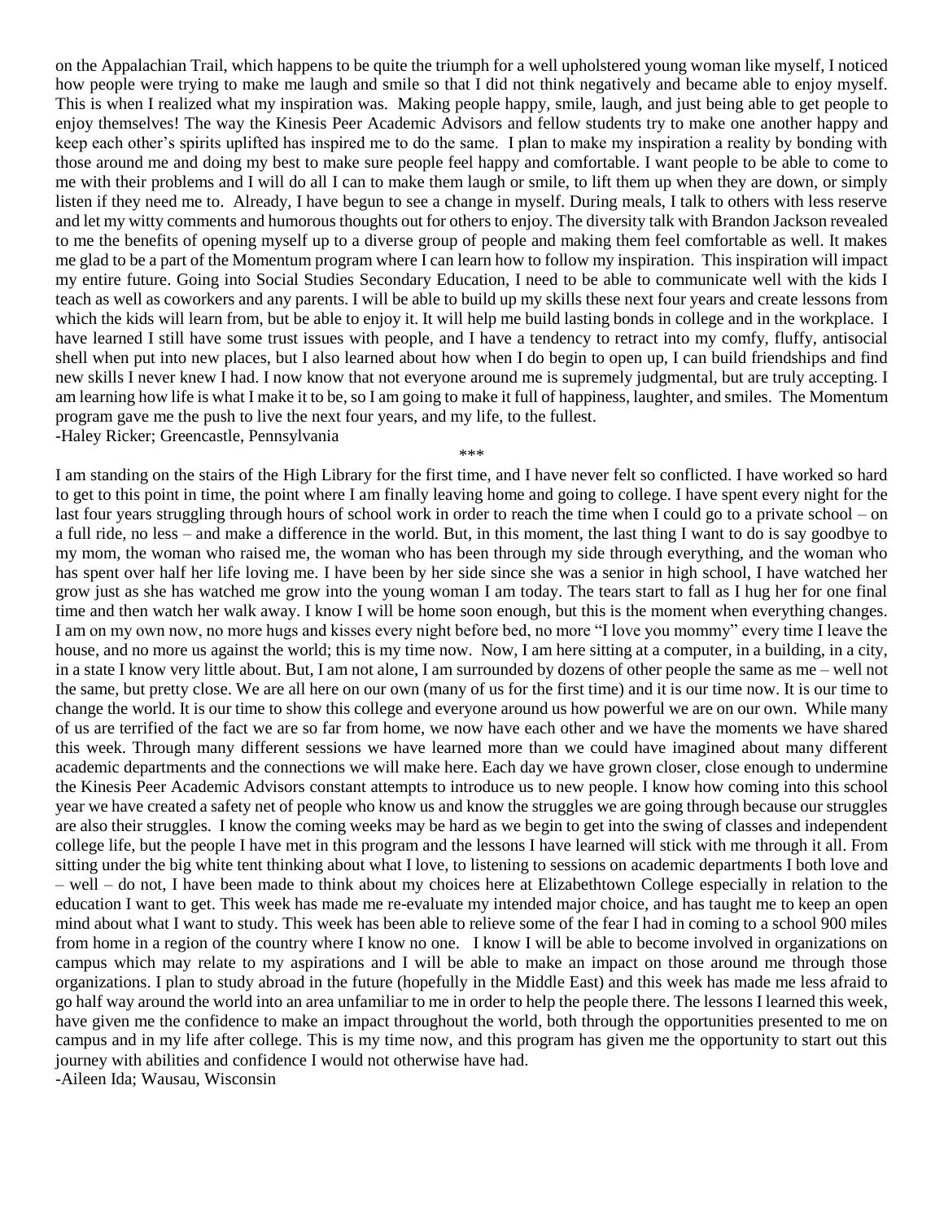on the Appalachian Trail, which happens to be quite the triumph for a well upholstered young woman like myself, I noticed how people were trying to make me laugh and smile so that I did not think negatively and became able to enjoy myself. This is when I realized what my inspiration was. Making people happy, smile, laugh, and just being able to get people to enjoy themselves! The way the Kinesis Peer Academic Advisors and fellow students try to make one another happy and keep each other's spirits uplifted has inspired me to do the same. I plan to make my inspiration a reality by bonding with those around me and doing my best to make sure people feel happy and comfortable. I want people to be able to come to me with their problems and I will do all I can to make them laugh or smile, to lift them up when they are down, or simply listen if they need me to. Already, I have begun to see a change in myself. During meals, I talk to others with less reserve and let my witty comments and humorous thoughts out for others to enjoy. The diversity talk with Brandon Jackson revealed to me the benefits of opening myself up to a diverse group of people and making them feel comfortable as well. It makes me glad to be a part of the Momentum program where I can learn how to follow my inspiration. This inspiration will impact my entire future. Going into Social Studies Secondary Education, I need to be able to communicate well with the kids I teach as well as coworkers and any parents. I will be able to build up my skills these next four years and create lessons from which the kids will learn from, but be able to enjoy it. It will help me build lasting bonds in college and in the workplace. I have learned I still have some trust issues with people, and I have a tendency to retract into my comfy, fluffy, antisocial shell when put into new places, but I also learned about how when I do begin to open up, I can build friendships and find new skills I never knew I had. I now know that not everyone around me is supremely judgmental, but are truly accepting. I am learning how life is what I make it to be, so I am going to make it full of happiness, laughter, and smiles. The Momentum program gave me the push to live the next four years, and my life, to the fullest.

-Haley Ricker; Greencastle, Pennsylvania

\*\*\*

I am standing on the stairs of the High Library for the first time, and I have never felt so conflicted. I have worked so hard to get to this point in time, the point where I am finally leaving home and going to college. I have spent every night for the last four years struggling through hours of school work in order to reach the time when I could go to a private school – on a full ride, no less – and make a difference in the world. But, in this moment, the last thing I want to do is say goodbye to my mom, the woman who raised me, the woman who has been through my side through everything, and the woman who has spent over half her life loving me. I have been by her side since she was a senior in high school, I have watched her grow just as she has watched me grow into the young woman I am today. The tears start to fall as I hug her for one final time and then watch her walk away. I know I will be home soon enough, but this is the moment when everything changes. I am on my own now, no more hugs and kisses every night before bed, no more "I love you mommy" every time I leave the house, and no more us against the world; this is my time now. Now, I am here sitting at a computer, in a building, in a city, in a state I know very little about. But, I am not alone, I am surrounded by dozens of other people the same as me – well not the same, but pretty close. We are all here on our own (many of us for the first time) and it is our time now. It is our time to change the world. It is our time to show this college and everyone around us how powerful we are on our own. While many of us are terrified of the fact we are so far from home, we now have each other and we have the moments we have shared this week. Through many different sessions we have learned more than we could have imagined about many different academic departments and the connections we will make here. Each day we have grown closer, close enough to undermine the Kinesis Peer Academic Advisors constant attempts to introduce us to new people. I know how coming into this school year we have created a safety net of people who know us and know the struggles we are going through because our struggles are also their struggles. I know the coming weeks may be hard as we begin to get into the swing of classes and independent college life, but the people I have met in this program and the lessons I have learned will stick with me through it all. From sitting under the big white tent thinking about what I love, to listening to sessions on academic departments I both love and – well – do not, I have been made to think about my choices here at Elizabethtown College especially in relation to the education I want to get. This week has made me re-evaluate my intended major choice, and has taught me to keep an open mind about what I want to study. This week has been able to relieve some of the fear I had in coming to a school 900 miles from home in a region of the country where I know no one. I know I will be able to become involved in organizations on campus which may relate to my aspirations and I will be able to make an impact on those around me through those organizations. I plan to study abroad in the future (hopefully in the Middle East) and this week has made me less afraid to go half way around the world into an area unfamiliar to me in order to help the people there. The lessons I learned this week, have given me the confidence to make an impact throughout the world, both through the opportunities presented to me on campus and in my life after college. This is my time now, and this program has given me the opportunity to start out this journey with abilities and confidence I would not otherwise have had.

-Aileen Ida; Wausau, Wisconsin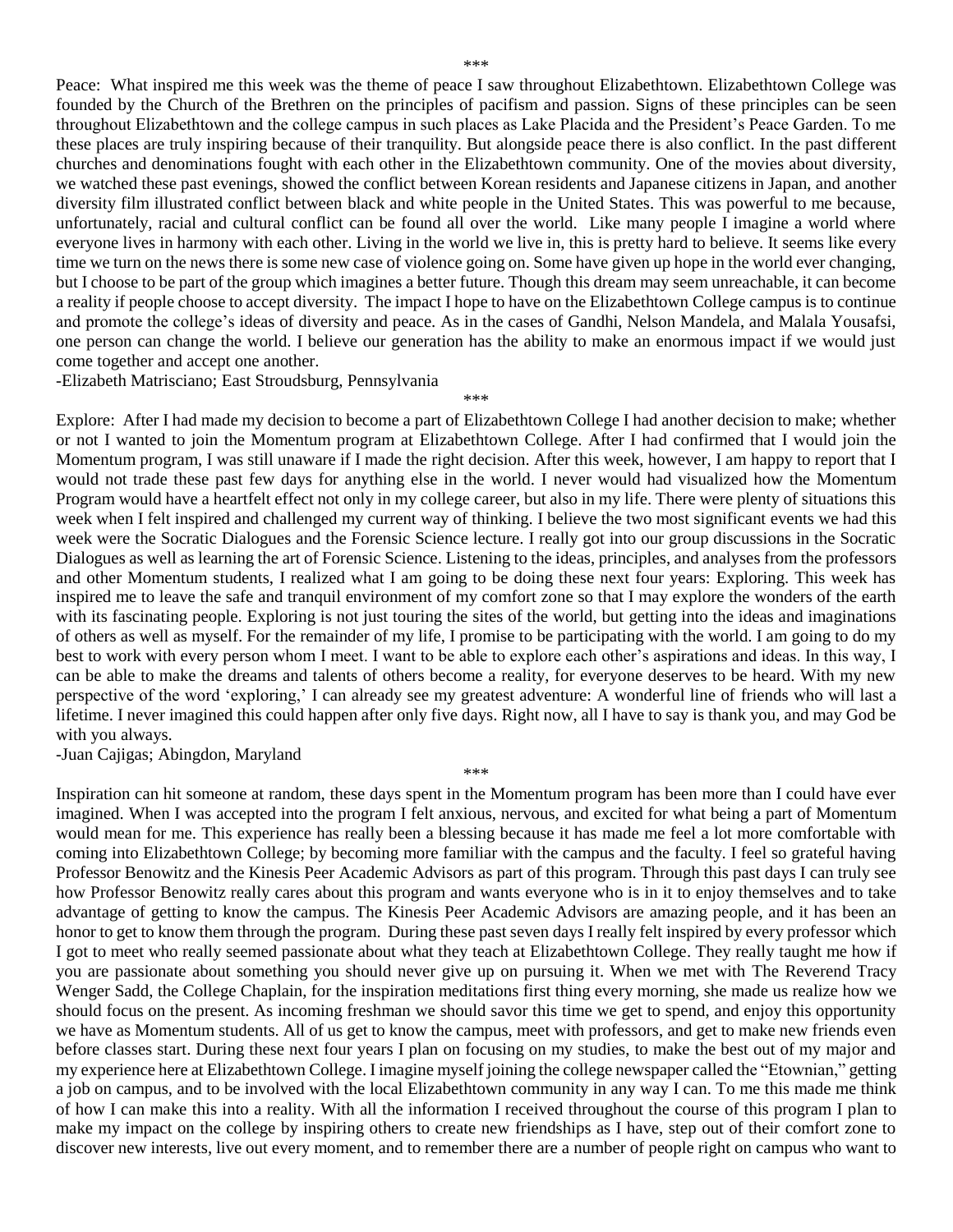\*\*\*

Peace: What inspired me this week was the theme of peace I saw throughout Elizabethtown. Elizabethtown College was founded by the Church of the Brethren on the principles of pacifism and passion. Signs of these principles can be seen throughout Elizabethtown and the college campus in such places as Lake Placida and the President's Peace Garden. To me these places are truly inspiring because of their tranquility. But alongside peace there is also conflict. In the past different churches and denominations fought with each other in the Elizabethtown community. One of the movies about diversity, we watched these past evenings, showed the conflict between Korean residents and Japanese citizens in Japan, and another diversity film illustrated conflict between black and white people in the United States. This was powerful to me because, unfortunately, racial and cultural conflict can be found all over the world. Like many people I imagine a world where everyone lives in harmony with each other. Living in the world we live in, this is pretty hard to believe. It seems like every time we turn on the news there is some new case of violence going on. Some have given up hope in the world ever changing, but I choose to be part of the group which imagines a better future. Though this dream may seem unreachable, it can become a reality if people choose to accept diversity. The impact I hope to have on the Elizabethtown College campus is to continue and promote the college's ideas of diversity and peace. As in the cases of Gandhi, Nelson Mandela, and Malala Yousafsi, one person can change the world. I believe our generation has the ability to make an enormous impact if we would just come together and accept one another.

-Elizabeth Matrisciano; East Stroudsburg, Pennsylvania

\*\*\*

Explore: After I had made my decision to become a part of Elizabethtown College I had another decision to make; whether or not I wanted to join the Momentum program at Elizabethtown College. After I had confirmed that I would join the Momentum program, I was still unaware if I made the right decision. After this week, however, I am happy to report that I would not trade these past few days for anything else in the world. I never would had visualized how the Momentum Program would have a heartfelt effect not only in my college career, but also in my life. There were plenty of situations this week when I felt inspired and challenged my current way of thinking. I believe the two most significant events we had this week were the Socratic Dialogues and the Forensic Science lecture. I really got into our group discussions in the Socratic Dialogues as well as learning the art of Forensic Science. Listening to the ideas, principles, and analyses from the professors and other Momentum students, I realized what I am going to be doing these next four years: Exploring. This week has inspired me to leave the safe and tranquil environment of my comfort zone so that I may explore the wonders of the earth with its fascinating people. Exploring is not just touring the sites of the world, but getting into the ideas and imaginations of others as well as myself. For the remainder of my life, I promise to be participating with the world. I am going to do my best to work with every person whom I meet. I want to be able to explore each other's aspirations and ideas. In this way, I can be able to make the dreams and talents of others become a reality, for everyone deserves to be heard. With my new perspective of the word 'exploring,' I can already see my greatest adventure: A wonderful line of friends who will last a lifetime. I never imagined this could happen after only five days. Right now, all I have to say is thank you, and may God be with you always.

-Juan Cajigas; Abingdon, Maryland

\*\*\*

Inspiration can hit someone at random, these days spent in the Momentum program has been more than I could have ever imagined. When I was accepted into the program I felt anxious, nervous, and excited for what being a part of Momentum would mean for me. This experience has really been a blessing because it has made me feel a lot more comfortable with coming into Elizabethtown College; by becoming more familiar with the campus and the faculty. I feel so grateful having Professor Benowitz and the Kinesis Peer Academic Advisors as part of this program. Through this past days I can truly see how Professor Benowitz really cares about this program and wants everyone who is in it to enjoy themselves and to take advantage of getting to know the campus. The Kinesis Peer Academic Advisors are amazing people, and it has been an honor to get to know them through the program. During these past seven days I really felt inspired by every professor which I got to meet who really seemed passionate about what they teach at Elizabethtown College. They really taught me how if you are passionate about something you should never give up on pursuing it. When we met with The Reverend Tracy Wenger Sadd, the College Chaplain, for the inspiration meditations first thing every morning, she made us realize how we should focus on the present. As incoming freshman we should savor this time we get to spend, and enjoy this opportunity we have as Momentum students. All of us get to know the campus, meet with professors, and get to make new friends even before classes start. During these next four years I plan on focusing on my studies, to make the best out of my major and my experience here at Elizabethtown College. I imagine myself joining the college newspaper called the "Etownian," getting a job on campus, and to be involved with the local Elizabethtown community in any way I can. To me this made me think of how I can make this into a reality. With all the information I received throughout the course of this program I plan to make my impact on the college by inspiring others to create new friendships as I have, step out of their comfort zone to discover new interests, live out every moment, and to remember there are a number of people right on campus who want to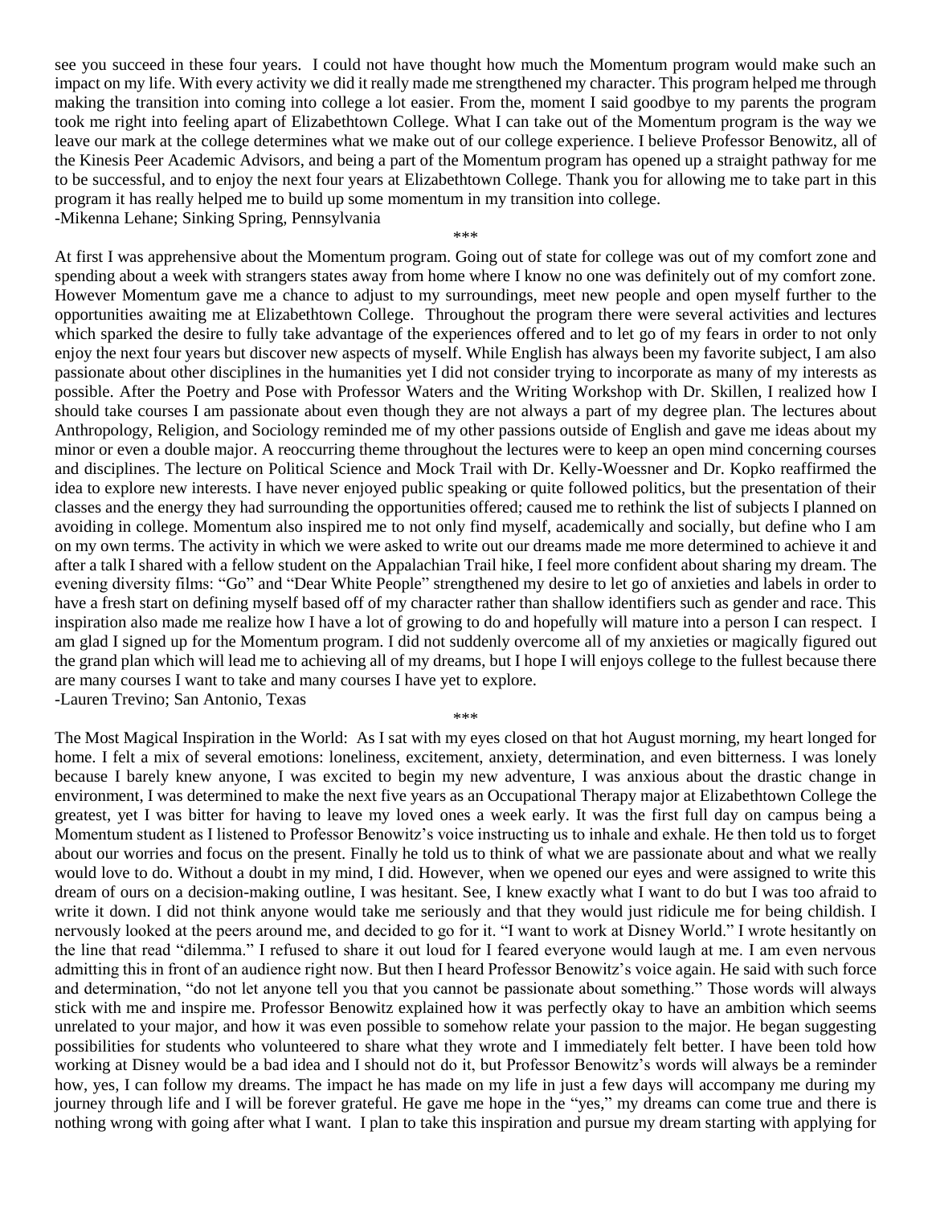see you succeed in these four years. I could not have thought how much the Momentum program would make such an impact on my life. With every activity we did it really made me strengthened my character. This program helped me through making the transition into coming into college a lot easier. From the, moment I said goodbye to my parents the program took me right into feeling apart of Elizabethtown College. What I can take out of the Momentum program is the way we leave our mark at the college determines what we make out of our college experience. I believe Professor Benowitz, all of the Kinesis Peer Academic Advisors, and being a part of the Momentum program has opened up a straight pathway for me to be successful, and to enjoy the next four years at Elizabethtown College. Thank you for allowing me to take part in this program it has really helped me to build up some momentum in my transition into college.
-Mikenna Lehane; Sinking Spring, Pennsylvania

***

At first I was apprehensive about the Momentum program. Going out of state for college was out of my comfort zone and spending about a week with strangers states away from home where I know no one was definitely out of my comfort zone. However Momentum gave me a chance to adjust to my surroundings, meet new people and open myself further to the opportunities awaiting me at Elizabethtown College. Throughout the program there were several activities and lectures which sparked the desire to fully take advantage of the experiences offered and to let go of my fears in order to not only enjoy the next four years but discover new aspects of myself. While English has always been my favorite subject, I am also passionate about other disciplines in the humanities yet I did not consider trying to incorporate as many of my interests as possible. After the Poetry and Pose with Professor Waters and the Writing Workshop with Dr. Skillen, I realized how I should take courses I am passionate about even though they are not always a part of my degree plan. The lectures about Anthropology, Religion, and Sociology reminded me of my other passions outside of English and gave me ideas about my minor or even a double major. A reoccurring theme throughout the lectures were to keep an open mind concerning courses and disciplines. The lecture on Political Science and Mock Trail with Dr. Kelly-Woessner and Dr. Kopko reaffirmed the idea to explore new interests. I have never enjoyed public speaking or quite followed politics, but the presentation of their classes and the energy they had surrounding the opportunities offered; caused me to rethink the list of subjects I planned on avoiding in college. Momentum also inspired me to not only find myself, academically and socially, but define who I am on my own terms. The activity in which we were asked to write out our dreams made me more determined to achieve it and after a talk I shared with a fellow student on the Appalachian Trail hike, I feel more confident about sharing my dream. The evening diversity films: "Go" and "Dear White People" strengthened my desire to let go of anxieties and labels in order to have a fresh start on defining myself based off of my character rather than shallow identifiers such as gender and race. This inspiration also made me realize how I have a lot of growing to do and hopefully will mature into a person I can respect. I am glad I signed up for the Momentum program. I did not suddenly overcome all of my anxieties or magically figured out the grand plan which will lead me to achieving all of my dreams, but I hope I will enjoys college to the fullest because there are many courses I want to take and many courses I have yet to explore.
-Lauren Trevino; San Antonio, Texas

***

The Most Magical Inspiration in the World: As I sat with my eyes closed on that hot August morning, my heart longed for home. I felt a mix of several emotions: loneliness, excitement, anxiety, determination, and even bitterness. I was lonely because I barely knew anyone, I was excited to begin my new adventure, I was anxious about the drastic change in environment, I was determined to make the next five years as an Occupational Therapy major at Elizabethtown College the greatest, yet I was bitter for having to leave my loved ones a week early. It was the first full day on campus being a Momentum student as I listened to Professor Benowitz's voice instructing us to inhale and exhale. He then told us to forget about our worries and focus on the present. Finally he told us to think of what we are passionate about and what we really would love to do. Without a doubt in my mind, I did. However, when we opened our eyes and were assigned to write this dream of ours on a decision-making outline, I was hesitant. See, I knew exactly what I want to do but I was too afraid to write it down. I did not think anyone would take me seriously and that they would just ridicule me for being childish. I nervously looked at the peers around me, and decided to go for it. "I want to work at Disney World." I wrote hesitantly on the line that read "dilemma." I refused to share it out loud for I feared everyone would laugh at me. I am even nervous admitting this in front of an audience right now. But then I heard Professor Benowitz's voice again. He said with such force and determination, "do not let anyone tell you that you cannot be passionate about something." Those words will always stick with me and inspire me. Professor Benowitz explained how it was perfectly okay to have an ambition which seems unrelated to your major, and how it was even possible to somehow relate your passion to the major. He began suggesting possibilities for students who volunteered to share what they wrote and I immediately felt better. I have been told how working at Disney would be a bad idea and I should not do it, but Professor Benowitz's words will always be a reminder how, yes, I can follow my dreams. The impact he has made on my life in just a few days will accompany me during my journey through life and I will be forever grateful. He gave me hope in the "yes," my dreams can come true and there is nothing wrong with going after what I want. I plan to take this inspiration and pursue my dream starting with applying for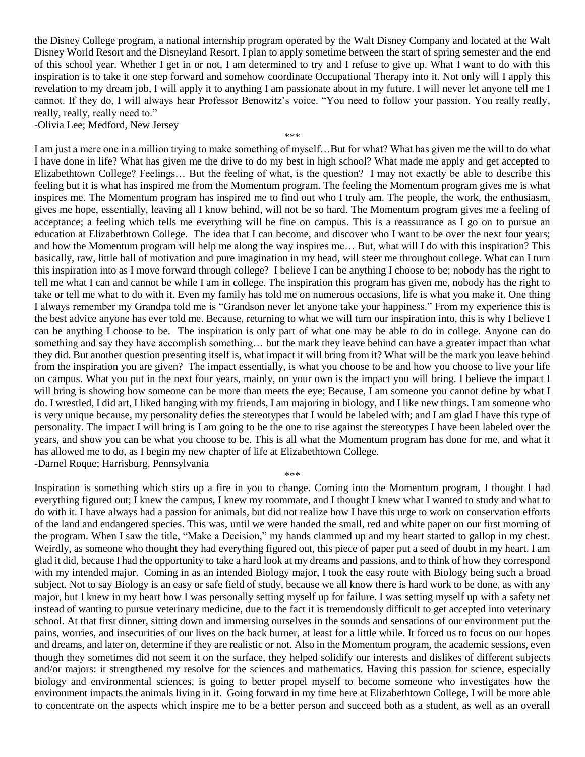the Disney College program, a national internship program operated by the Walt Disney Company and located at the Walt Disney World Resort and the Disneyland Resort. I plan to apply sometime between the start of spring semester and the end of this school year. Whether I get in or not, I am determined to try and I refuse to give up. What I want to do with this inspiration is to take it one step forward and somehow coordinate Occupational Therapy into it. Not only will I apply this revelation to my dream job, I will apply it to anything I am passionate about in my future. I will never let anyone tell me I cannot. If they do, I will always hear Professor Benowitz's voice. "You need to follow your passion. You really really, really, really, really need to."

-Olivia Lee; Medford, New Jersey

\*\*\*

I am just a mere one in a million trying to make something of myself…But for what? What has given me the will to do what I have done in life? What has given me the drive to do my best in high school? What made me apply and get accepted to Elizabethtown College? Feelings… But the feeling of what, is the question? I may not exactly be able to describe this feeling but it is what has inspired me from the Momentum program. The feeling the Momentum program gives me is what inspires me. The Momentum program has inspired me to find out who I truly am. The people, the work, the enthusiasm, gives me hope, essentially, leaving all I know behind, will not be so hard. The Momentum program gives me a feeling of acceptance; a feeling which tells me everything will be fine on campus. This is a reassurance as I go on to pursue an education at Elizabethtown College. The idea that I can become, and discover who I want to be over the next four years; and how the Momentum program will help me along the way inspires me… But, what will I do with this inspiration? This basically, raw, little ball of motivation and pure imagination in my head, will steer me throughout college. What can I turn this inspiration into as I move forward through college? I believe I can be anything I choose to be; nobody has the right to tell me what I can and cannot be while I am in college. The inspiration this program has given me, nobody has the right to take or tell me what to do with it. Even my family has told me on numerous occasions, life is what you make it. One thing I always remember my Grandpa told me is "Grandson never let anyone take your happiness." From my experience this is the best advice anyone has ever told me. Because, returning to what we will turn our inspiration into, this is why I believe I can be anything I choose to be. The inspiration is only part of what one may be able to do in college. Anyone can do something and say they have accomplish something… but the mark they leave behind can have a greater impact than what they did. But another question presenting itself is, what impact it will bring from it? What will be the mark you leave behind from the inspiration you are given? The impact essentially, is what you choose to be and how you choose to live your life on campus. What you put in the next four years, mainly, on your own is the impact you will bring. I believe the impact I will bring is showing how someone can be more than meets the eye; Because, I am someone you cannot define by what I do. I wrestled, I did art, I liked hanging with my friends, I am majoring in biology, and I like new things. I am someone who is very unique because, my personality defies the stereotypes that I would be labeled with; and I am glad I have this type of personality. The impact I will bring is I am going to be the one to rise against the stereotypes I have been labeled over the years, and show you can be what you choose to be. This is all what the Momentum program has done for me, and what it has allowed me to do, as I begin my new chapter of life at Elizabethtown College.

-Darnel Roque; Harrisburg, Pennsylvania

\*\*\*

Inspiration is something which stirs up a fire in you to change. Coming into the Momentum program, I thought I had everything figured out; I knew the campus, I knew my roommate, and I thought I knew what I wanted to study and what to do with it. I have always had a passion for animals, but did not realize how I have this urge to work on conservation efforts of the land and endangered species. This was, until we were handed the small, red and white paper on our first morning of the program. When I saw the title, "Make a Decision," my hands clammed up and my heart started to gallop in my chest. Weirdly, as someone who thought they had everything figured out, this piece of paper put a seed of doubt in my heart. I am glad it did, because I had the opportunity to take a hard look at my dreams and passions, and to think of how they correspond with my intended major. Coming in as an intended Biology major, I took the easy route with Biology being such a broad subject. Not to say Biology is an easy or safe field of study, because we all know there is hard work to be done, as with any major, but I knew in my heart how I was personally setting myself up for failure. I was setting myself up with a safety net instead of wanting to pursue veterinary medicine, due to the fact it is tremendously difficult to get accepted into veterinary school. At that first dinner, sitting down and immersing ourselves in the sounds and sensations of our environment put the pains, worries, and insecurities of our lives on the back burner, at least for a little while. It forced us to focus on our hopes and dreams, and later on, determine if they are realistic or not. Also in the Momentum program, the academic sessions, even though they sometimes did not seem it on the surface, they helped solidify our interests and dislikes of different subjects and/or majors: it strengthened my resolve for the sciences and mathematics. Having this passion for science, especially biology and environmental sciences, is going to better propel myself to become someone who investigates how the environment impacts the animals living in it. Going forward in my time here at Elizabethtown College, I will be more able to concentrate on the aspects which inspire me to be a better person and succeed both as a student, as well as an overall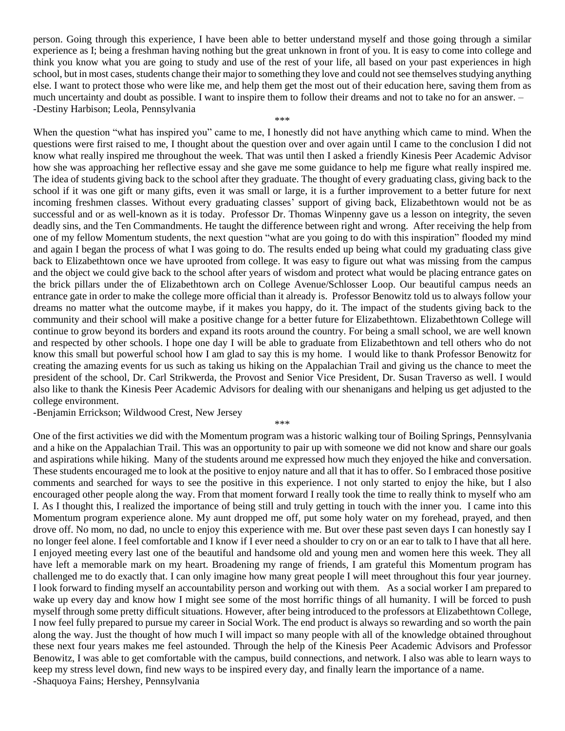person. Going through this experience, I have been able to better understand myself and those going through a similar experience as I; being a freshman having nothing but the great unknown in front of you. It is easy to come into college and think you know what you are going to study and use of the rest of your life, all based on your past experiences in high school, but in most cases, students change their major to something they love and could not see themselves studying anything else. I want to protect those who were like me, and help them get the most out of their education here, saving them from as much uncertainty and doubt as possible. I want to inspire them to follow their dreams and not to take no for an answer. –
-Destiny Harbison; Leola, Pennsylvania

***

When the question "what has inspired you" came to me, I honestly did not have anything which came to mind. When the questions were first raised to me, I thought about the question over and over again until I came to the conclusion I did not know what really inspired me throughout the week. That was until then I asked a friendly Kinesis Peer Academic Advisor how she was approaching her reflective essay and she gave me some guidance to help me figure what really inspired me. The idea of students giving back to the school after they graduate. The thought of every graduating class, giving back to the school if it was one gift or many gifts, even it was small or large, it is a further improvement to a better future for next incoming freshmen classes. Without every graduating classes' support of giving back, Elizabethtown would not be as successful and or as well-known as it is today. Professor Dr. Thomas Winpenny gave us a lesson on integrity, the seven deadly sins, and the Ten Commandments. He taught the difference between right and wrong. After receiving the help from one of my fellow Momentum students, the next question "what are you going to do with this inspiration" flooded my mind and again I began the process of what I was going to do. The results ended up being what could my graduating class give back to Elizabethtown once we have uprooted from college. It was easy to figure out what was missing from the campus and the object we could give back to the school after years of wisdom and protect what would be placing entrance gates on the brick pillars under the of Elizabethtown arch on College Avenue/Schlosser Loop. Our beautiful campus needs an entrance gate in order to make the college more official than it already is. Professor Benowitz told us to always follow your dreams no matter what the outcome maybe, if it makes you happy, do it. The impact of the students giving back to the community and their school will make a positive change for a better future for Elizabethtown. Elizabethtown College will continue to grow beyond its borders and expand its roots around the country. For being a small school, we are well known and respected by other schools. I hope one day I will be able to graduate from Elizabethtown and tell others who do not know this small but powerful school how I am glad to say this is my home. I would like to thank Professor Benowitz for creating the amazing events for us such as taking us hiking on the Appalachian Trail and giving us the chance to meet the president of the school, Dr. Carl Strikwerda, the Provost and Senior Vice President, Dr. Susan Traverso as well. I would also like to thank the Kinesis Peer Academic Advisors for dealing with our shenanigans and helping us get adjusted to the college environment.
-Benjamin Errickson; Wildwood Crest, New Jersey

***

One of the first activities we did with the Momentum program was a historic walking tour of Boiling Springs, Pennsylvania and a hike on the Appalachian Trail. This was an opportunity to pair up with someone we did not know and share our goals and aspirations while hiking. Many of the students around me expressed how much they enjoyed the hike and conversation. These students encouraged me to look at the positive to enjoy nature and all that it has to offer. So I embraced those positive comments and searched for ways to see the positive in this experience. I not only started to enjoy the hike, but I also encouraged other people along the way. From that moment forward I really took the time to really think to myself who am I. As I thought this, I realized the importance of being still and truly getting in touch with the inner you. I came into this Momentum program experience alone. My aunt dropped me off, put some holy water on my forehead, prayed, and then drove off. No mom, no dad, no uncle to enjoy this experience with me. But over these past seven days I can honestly say I no longer feel alone. I feel comfortable and I know if I ever need a shoulder to cry on or an ear to talk to I have that all here. I enjoyed meeting every last one of the beautiful and handsome old and young men and women here this week. They all have left a memorable mark on my heart. Broadening my range of friends, I am grateful this Momentum program has challenged me to do exactly that. I can only imagine how many great people I will meet throughout this four year journey. I look forward to finding myself an accountability person and working out with them. As a social worker I am prepared to wake up every day and know how I might see some of the most horrific things of all humanity. I will be forced to push myself through some pretty difficult situations. However, after being introduced to the professors at Elizabethtown College, I now feel fully prepared to pursue my career in Social Work. The end product is always so rewarding and so worth the pain along the way. Just the thought of how much I will impact so many people with all of the knowledge obtained throughout these next four years makes me feel astounded. Through the help of the Kinesis Peer Academic Advisors and Professor Benowitz, I was able to get comfortable with the campus, build connections, and network. I also was able to learn ways to keep my stress level down, find new ways to be inspired every day, and finally learn the importance of a name.
-Shaquoya Fains; Hershey, Pennsylvania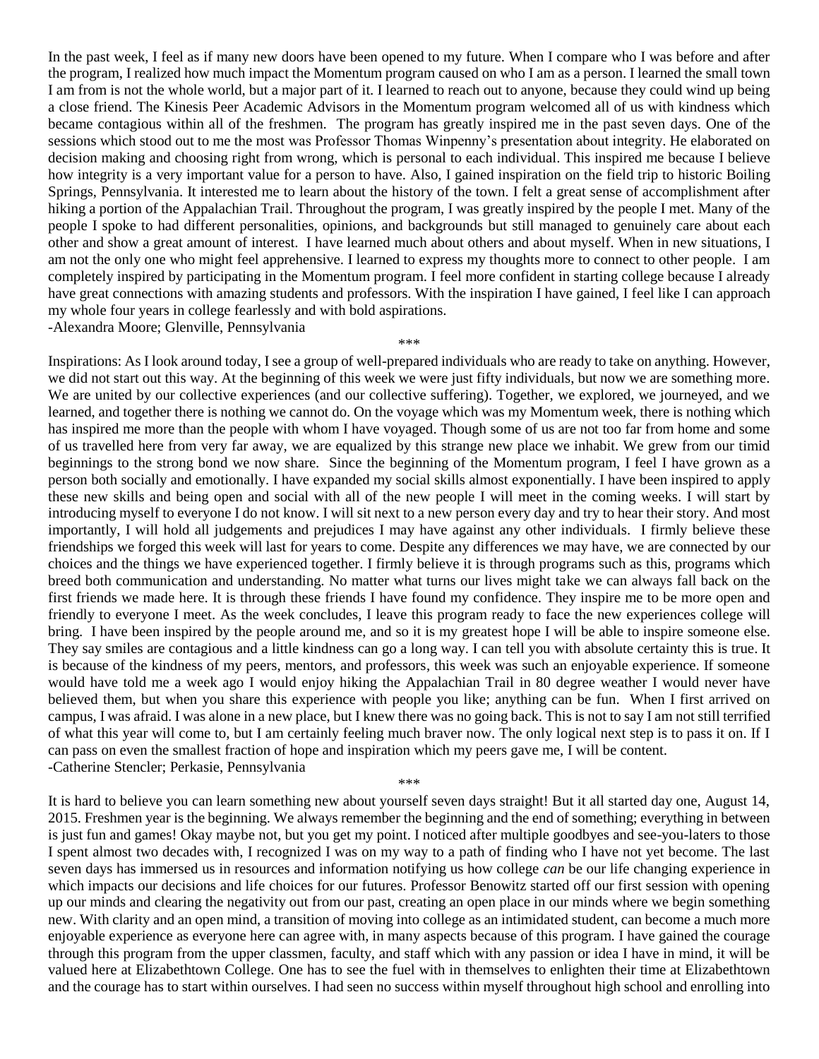In the past week, I feel as if many new doors have been opened to my future. When I compare who I was before and after the program, I realized how much impact the Momentum program caused on who I am as a person. I learned the small town I am from is not the whole world, but a major part of it. I learned to reach out to anyone, because they could wind up being a close friend. The Kinesis Peer Academic Advisors in the Momentum program welcomed all of us with kindness which became contagious within all of the freshmen. The program has greatly inspired me in the past seven days. One of the sessions which stood out to me the most was Professor Thomas Winpenny's presentation about integrity. He elaborated on decision making and choosing right from wrong, which is personal to each individual. This inspired me because I believe how integrity is a very important value for a person to have. Also, I gained inspiration on the field trip to historic Boiling Springs, Pennsylvania. It interested me to learn about the history of the town. I felt a great sense of accomplishment after hiking a portion of the Appalachian Trail. Throughout the program, I was greatly inspired by the people I met. Many of the people I spoke to had different personalities, opinions, and backgrounds but still managed to genuinely care about each other and show a great amount of interest. I have learned much about others and about myself. When in new situations, I am not the only one who might feel apprehensive. I learned to express my thoughts more to connect to other people. I am completely inspired by participating in the Momentum program. I feel more confident in starting college because I already have great connections with amazing students and professors. With the inspiration I have gained, I feel like I can approach my whole four years in college fearlessly and with bold aspirations.

-Alexandra Moore; Glenville, Pennsylvania

\*\*\*

Inspirations: As I look around today, I see a group of well-prepared individuals who are ready to take on anything. However, we did not start out this way. At the beginning of this week we were just fifty individuals, but now we are something more. We are united by our collective experiences (and our collective suffering). Together, we explored, we journeyed, and we learned, and together there is nothing we cannot do. On the voyage which was my Momentum week, there is nothing which has inspired me more than the people with whom I have voyaged. Though some of us are not too far from home and some of us travelled here from very far away, we are equalized by this strange new place we inhabit. We grew from our timid beginnings to the strong bond we now share. Since the beginning of the Momentum program, I feel I have grown as a person both socially and emotionally. I have expanded my social skills almost exponentially. I have been inspired to apply these new skills and being open and social with all of the new people I will meet in the coming weeks. I will start by introducing myself to everyone I do not know. I will sit next to a new person every day and try to hear their story. And most importantly, I will hold all judgements and prejudices I may have against any other individuals. I firmly believe these friendships we forged this week will last for years to come. Despite any differences we may have, we are connected by our choices and the things we have experienced together. I firmly believe it is through programs such as this, programs which breed both communication and understanding. No matter what turns our lives might take we can always fall back on the first friends we made here. It is through these friends I have found my confidence. They inspire me to be more open and friendly to everyone I meet. As the week concludes, I leave this program ready to face the new experiences college will bring. I have been inspired by the people around me, and so it is my greatest hope I will be able to inspire someone else. They say smiles are contagious and a little kindness can go a long way. I can tell you with absolute certainty this is true. It is because of the kindness of my peers, mentors, and professors, this week was such an enjoyable experience. If someone would have told me a week ago I would enjoy hiking the Appalachian Trail in 80 degree weather I would never have believed them, but when you share this experience with people you like; anything can be fun. When I first arrived on campus, I was afraid. I was alone in a new place, but I knew there was no going back. This is not to say I am not still terrified of what this year will come to, but I am certainly feeling much braver now. The only logical next step is to pass it on. If I can pass on even the smallest fraction of hope and inspiration which my peers gave me, I will be content.

-Catherine Stencler; Perkasie, Pennsylvania

\*\*\*

It is hard to believe you can learn something new about yourself seven days straight! But it all started day one, August 14, 2015. Freshmen year is the beginning. We always remember the beginning and the end of something; everything in between is just fun and games! Okay maybe not, but you get my point. I noticed after multiple goodbyes and see-you-laters to those I spent almost two decades with, I recognized I was on my way to a path of finding who I have not yet become. The last seven days has immersed us in resources and information notifying us how college *can* be our life changing experience in which impacts our decisions and life choices for our futures. Professor Benowitz started off our first session with opening up our minds and clearing the negativity out from our past, creating an open place in our minds where we begin something new. With clarity and an open mind, a transition of moving into college as an intimidated student, can become a much more enjoyable experience as everyone here can agree with, in many aspects because of this program. I have gained the courage through this program from the upper classmen, faculty, and staff which with any passion or idea I have in mind, it will be valued here at Elizabethtown College. One has to see the fuel with in themselves to enlighten their time at Elizabethtown and the courage has to start within ourselves. I had seen no success within myself throughout high school and enrolling into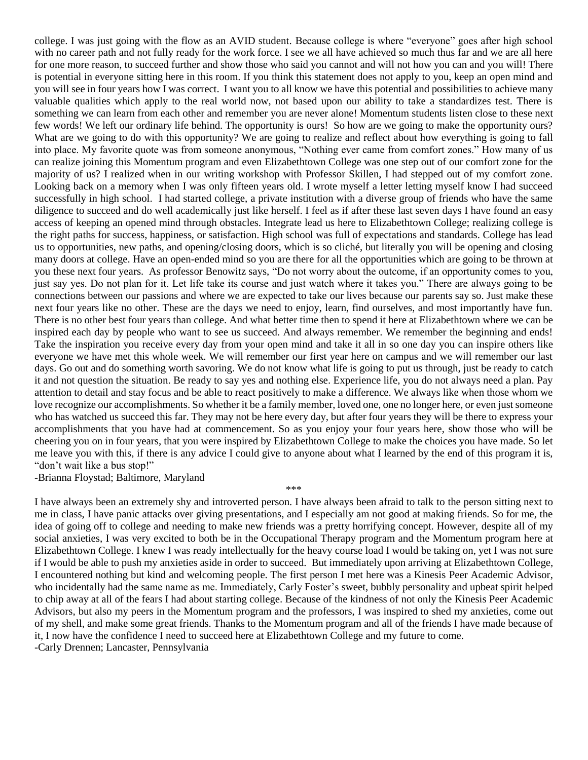college. I was just going with the flow as an AVID student. Because college is where "everyone" goes after high school with no career path and not fully ready for the work force. I see we all have achieved so much thus far and we are all here for one more reason, to succeed further and show those who said you cannot and will not how you can and you will! There is potential in everyone sitting here in this room. If you think this statement does not apply to you, keep an open mind and you will see in four years how I was correct. I want you to all know we have this potential and possibilities to achieve many valuable qualities which apply to the real world now, not based upon our ability to take a standardizes test. There is something we can learn from each other and remember you are never alone! Momentum students listen close to these next few words! We left our ordinary life behind. The opportunity is ours! So how are we going to make the opportunity ours? What are we going to do with this opportunity? We are going to realize and reflect about how everything is going to fall into place. My favorite quote was from someone anonymous, "Nothing ever came from comfort zones." How many of us can realize joining this Momentum program and even Elizabethtown College was one step out of our comfort zone for the majority of us? I realized when in our writing workshop with Professor Skillen, I had stepped out of my comfort zone. Looking back on a memory when I was only fifteen years old. I wrote myself a letter letting myself know I had succeed successfully in high school. I had started college, a private institution with a diverse group of friends who have the same diligence to succeed and do well academically just like herself. I feel as if after these last seven days I have found an easy access of keeping an opened mind through obstacles. Integrate lead us here to Elizabethtown College; realizing college is the right paths for success, happiness, or satisfaction. High school was full of expectations and standards. College has lead us to opportunities, new paths, and opening/closing doors, which is so cliché, but literally you will be opening and closing many doors at college. Have an open-ended mind so you are there for all the opportunities which are going to be thrown at you these next four years. As professor Benowitz says, "Do not worry about the outcome, if an opportunity comes to you, just say yes. Do not plan for it. Let life take its course and just watch where it takes you." There are always going to be connections between our passions and where we are expected to take our lives because our parents say so. Just make these next four years like no other. These are the days we need to enjoy, learn, find ourselves, and most importantly have fun. There is no other best four years than college. And what better time then to spend it here at Elizabethtown where we can be inspired each day by people who want to see us succeed. And always remember. We remember the beginning and ends! Take the inspiration you receive every day from your open mind and take it all in so one day you can inspire others like everyone we have met this whole week. We will remember our first year here on campus and we will remember our last days. Go out and do something worth savoring. We do not know what life is going to put us through, just be ready to catch it and not question the situation. Be ready to say yes and nothing else. Experience life, you do not always need a plan. Pay attention to detail and stay focus and be able to react positively to make a difference. We always like when those whom we love recognize our accomplishments. So whether it be a family member, loved one, one no longer here, or even just someone who has watched us succeed this far. They may not be here every day, but after four years they will be there to express your accomplishments that you have had at commencement. So as you enjoy your four years here, show those who will be cheering you on in four years, that you were inspired by Elizabethtown College to make the choices you have made. So let me leave you with this, if there is any advice I could give to anyone about what I learned by the end of this program it is, "don't wait like a bus stop!"

-Brianna Floystad; Baltimore, Maryland

***

I have always been an extremely shy and introverted person. I have always been afraid to talk to the person sitting next to me in class, I have panic attacks over giving presentations, and I especially am not good at making friends. So for me, the idea of going off to college and needing to make new friends was a pretty horrifying concept. However, despite all of my social anxieties, I was very excited to both be in the Occupational Therapy program and the Momentum program here at Elizabethtown College. I knew I was ready intellectually for the heavy course load I would be taking on, yet I was not sure if I would be able to push my anxieties aside in order to succeed. But immediately upon arriving at Elizabethtown College, I encountered nothing but kind and welcoming people. The first person I met here was a Kinesis Peer Academic Advisor, who incidentally had the same name as me. Immediately, Carly Foster's sweet, bubbly personality and upbeat spirit helped to chip away at all of the fears I had about starting college. Because of the kindness of not only the Kinesis Peer Academic Advisors, but also my peers in the Momentum program and the professors, I was inspired to shed my anxieties, come out of my shell, and make some great friends. Thanks to the Momentum program and all of the friends I have made because of it, I now have the confidence I need to succeed here at Elizabethtown College and my future to come.

-Carly Drennen; Lancaster, Pennsylvania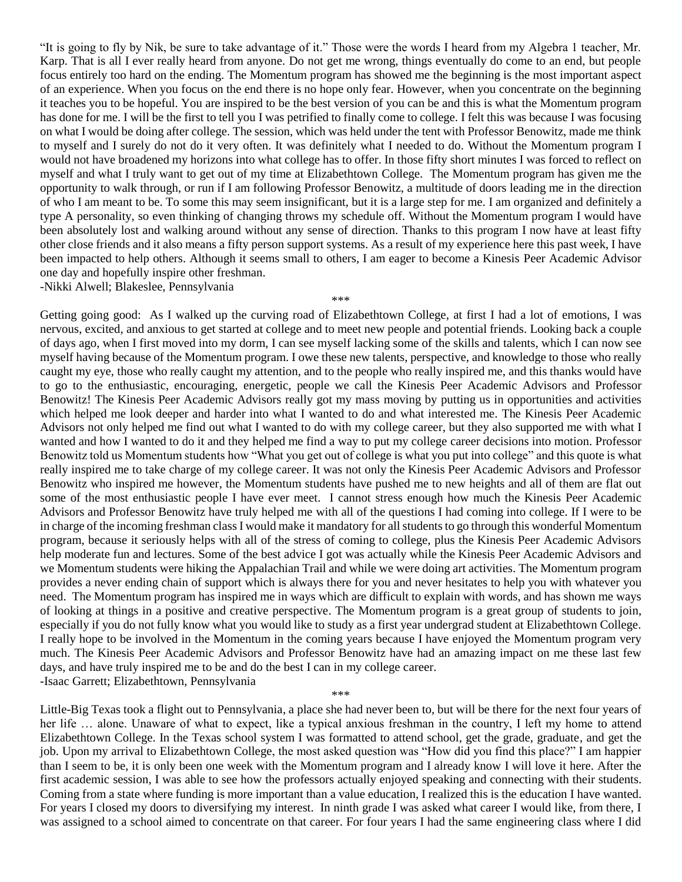"It is going to fly by Nik, be sure to take advantage of it." Those were the words I heard from my Algebra 1 teacher, Mr. Karp. That is all I ever really heard from anyone. Do not get me wrong, things eventually do come to an end, but people focus entirely too hard on the ending. The Momentum program has showed me the beginning is the most important aspect of an experience. When you focus on the end there is no hope only fear. However, when you concentrate on the beginning it teaches you to be hopeful. You are inspired to be the best version of you can be and this is what the Momentum program has done for me. I will be the first to tell you I was petrified to finally come to college. I felt this was because I was focusing on what I would be doing after college. The session, which was held under the tent with Professor Benowitz, made me think to myself and I surely do not do it very often. It was definitely what I needed to do. Without the Momentum program I would not have broadened my horizons into what college has to offer. In those fifty short minutes I was forced to reflect on myself and what I truly want to get out of my time at Elizabethtown College. The Momentum program has given me the opportunity to walk through, or run if I am following Professor Benowitz, a multitude of doors leading me in the direction of who I am meant to be. To some this may seem insignificant, but it is a large step for me. I am organized and definitely a type A personality, so even thinking of changing throws my schedule off. Without the Momentum program I would have been absolutely lost and walking around without any sense of direction. Thanks to this program I now have at least fifty other close friends and it also means a fifty person support systems. As a result of my experience here this past week, I have been impacted to help others. Although it seems small to others, I am eager to become a Kinesis Peer Academic Advisor one day and hopefully inspire other freshman.

-Nikki Alwell; Blakeslee, Pennsylvania

\*\*\*

Getting going good: As I walked up the curving road of Elizabethtown College, at first I had a lot of emotions, I was nervous, excited, and anxious to get started at college and to meet new people and potential friends. Looking back a couple of days ago, when I first moved into my dorm, I can see myself lacking some of the skills and talents, which I can now see myself having because of the Momentum program. I owe these new talents, perspective, and knowledge to those who really caught my eye, those who really caught my attention, and to the people who really inspired me, and this thanks would have to go to the enthusiastic, encouraging, energetic, people we call the Kinesis Peer Academic Advisors and Professor Benowitz! The Kinesis Peer Academic Advisors really got my mass moving by putting us in opportunities and activities which helped me look deeper and harder into what I wanted to do and what interested me. The Kinesis Peer Academic Advisors not only helped me find out what I wanted to do with my college career, but they also supported me with what I wanted and how I wanted to do it and they helped me find a way to put my college career decisions into motion. Professor Benowitz told us Momentum students how "What you get out of college is what you put into college" and this quote is what really inspired me to take charge of my college career. It was not only the Kinesis Peer Academic Advisors and Professor Benowitz who inspired me however, the Momentum students have pushed me to new heights and all of them are flat out some of the most enthusiastic people I have ever meet. I cannot stress enough how much the Kinesis Peer Academic Advisors and Professor Benowitz have truly helped me with all of the questions I had coming into college. If I were to be in charge of the incoming freshman class I would make it mandatory for all students to go through this wonderful Momentum program, because it seriously helps with all of the stress of coming to college, plus the Kinesis Peer Academic Advisors help moderate fun and lectures. Some of the best advice I got was actually while the Kinesis Peer Academic Advisors and we Momentum students were hiking the Appalachian Trail and while we were doing art activities. The Momentum program provides a never ending chain of support which is always there for you and never hesitates to help you with whatever you need. The Momentum program has inspired me in ways which are difficult to explain with words, and has shown me ways of looking at things in a positive and creative perspective. The Momentum program is a great group of students to join, especially if you do not fully know what you would like to study as a first year undergrad student at Elizabethtown College. I really hope to be involved in the Momentum in the coming years because I have enjoyed the Momentum program very much. The Kinesis Peer Academic Advisors and Professor Benowitz have had an amazing impact on me these last few days, and have truly inspired me to be and do the best I can in my college career.

-Isaac Garrett; Elizabethtown, Pennsylvania

\*\*\*

Little-Big Texas took a flight out to Pennsylvania, a place she had never been to, but will be there for the next four years of her life … alone. Unaware of what to expect, like a typical anxious freshman in the country, I left my home to attend Elizabethtown College. In the Texas school system I was formatted to attend school, get the grade, graduate, and get the job. Upon my arrival to Elizabethtown College, the most asked question was "How did you find this place?" I am happier than I seem to be, it is only been one week with the Momentum program and I already know I will love it here. After the first academic session, I was able to see how the professors actually enjoyed speaking and connecting with their students. Coming from a state where funding is more important than a value education, I realized this is the education I have wanted. For years I closed my doors to diversifying my interest. In ninth grade I was asked what career I would like, from there, I was assigned to a school aimed to concentrate on that career. For four years I had the same engineering class where I did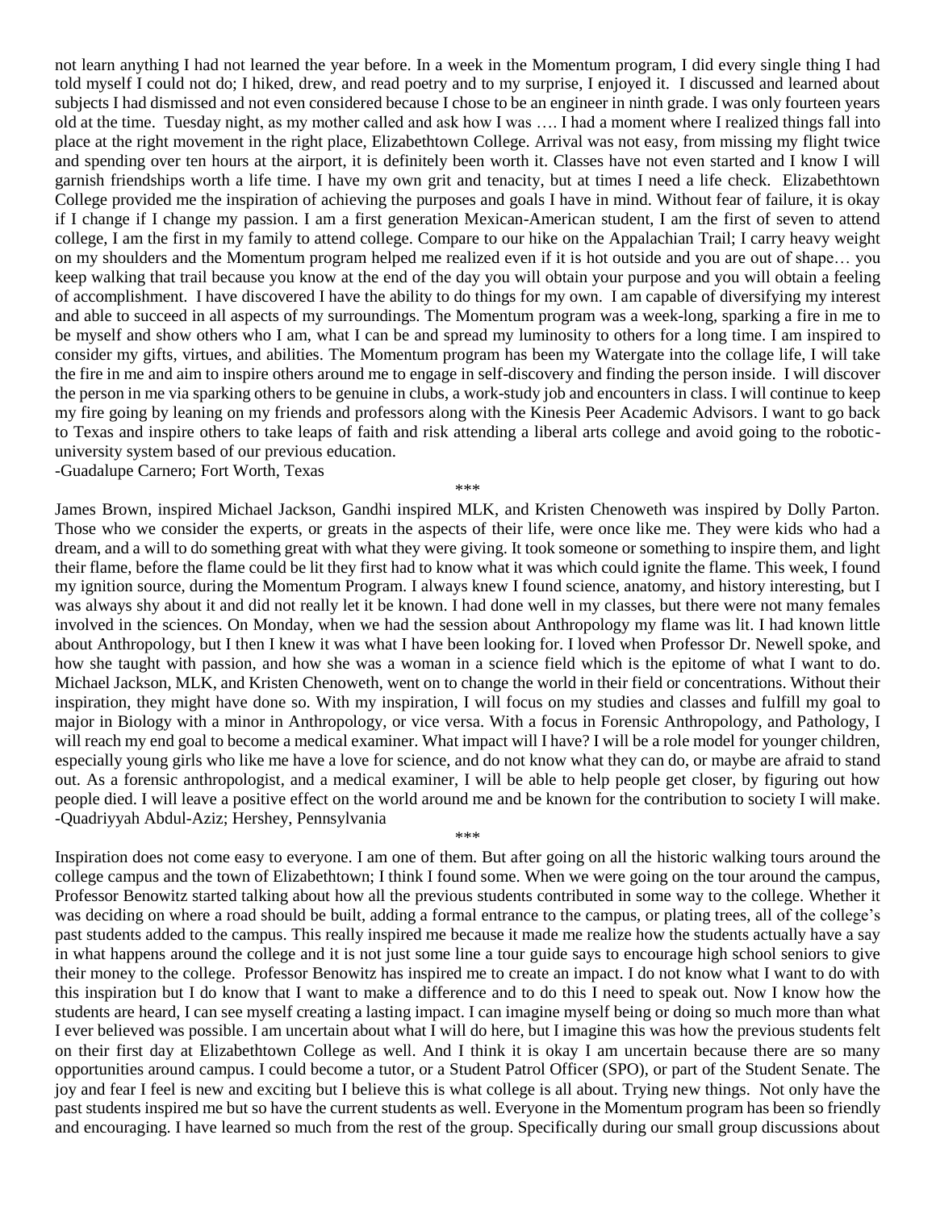not learn anything I had not learned the year before. In a week in the Momentum program, I did every single thing I had told myself I could not do; I hiked, drew, and read poetry and to my surprise, I enjoyed it. I discussed and learned about subjects I had dismissed and not even considered because I chose to be an engineer in ninth grade. I was only fourteen years old at the time. Tuesday night, as my mother called and ask how I was …. I had a moment where I realized things fall into place at the right movement in the right place, Elizabethtown College. Arrival was not easy, from missing my flight twice and spending over ten hours at the airport, it is definitely been worth it. Classes have not even started and I know I will garnish friendships worth a life time. I have my own grit and tenacity, but at times I need a life check. Elizabethtown College provided me the inspiration of achieving the purposes and goals I have in mind. Without fear of failure, it is okay if I change if I change my passion. I am a first generation Mexican-American student, I am the first of seven to attend college, I am the first in my family to attend college. Compare to our hike on the Appalachian Trail; I carry heavy weight on my shoulders and the Momentum program helped me realized even if it is hot outside and you are out of shape… you keep walking that trail because you know at the end of the day you will obtain your purpose and you will obtain a feeling of accomplishment. I have discovered I have the ability to do things for my own. I am capable of diversifying my interest and able to succeed in all aspects of my surroundings. The Momentum program was a week-long, sparking a fire in me to be myself and show others who I am, what I can be and spread my luminosity to others for a long time. I am inspired to consider my gifts, virtues, and abilities. The Momentum program has been my Watergate into the collage life, I will take the fire in me and aim to inspire others around me to engage in self-discovery and finding the person inside. I will discover the person in me via sparking others to be genuine in clubs, a work-study job and encounters in class. I will continue to keep my fire going by leaning on my friends and professors along with the Kinesis Peer Academic Advisors. I want to go back to Texas and inspire others to take leaps of faith and risk attending a liberal arts college and avoid going to the robotic-university system based of our previous education.

-Guadalupe Carnero; Fort Worth, Texas

\*\*\*

James Brown, inspired Michael Jackson, Gandhi inspired MLK, and Kristen Chenoweth was inspired by Dolly Parton. Those who we consider the experts, or greats in the aspects of their life, were once like me. They were kids who had a dream, and a will to do something great with what they were giving. It took someone or something to inspire them, and light their flame, before the flame could be lit they first had to know what it was which could ignite the flame. This week, I found my ignition source, during the Momentum Program. I always knew I found science, anatomy, and history interesting, but I was always shy about it and did not really let it be known. I had done well in my classes, but there were not many females involved in the sciences. On Monday, when we had the session about Anthropology my flame was lit. I had known little about Anthropology, but I then I knew it was what I have been looking for. I loved when Professor Dr. Newell spoke, and how she taught with passion, and how she was a woman in a science field which is the epitome of what I want to do. Michael Jackson, MLK, and Kristen Chenoweth, went on to change the world in their field or concentrations. Without their inspiration, they might have done so. With my inspiration, I will focus on my studies and classes and fulfill my goal to major in Biology with a minor in Anthropology, or vice versa. With a focus in Forensic Anthropology, and Pathology, I will reach my end goal to become a medical examiner. What impact will I have? I will be a role model for younger children, especially young girls who like me have a love for science, and do not know what they can do, or maybe are afraid to stand out. As a forensic anthropologist, and a medical examiner, I will be able to help people get closer, by figuring out how people died. I will leave a positive effect on the world around me and be known for the contribution to society I will make.

-Quadriyyah Abdul-Aziz; Hershey, Pennsylvania

\*\*\*

Inspiration does not come easy to everyone. I am one of them. But after going on all the historic walking tours around the college campus and the town of Elizabethtown; I think I found some. When we were going on the tour around the campus, Professor Benowitz started talking about how all the previous students contributed in some way to the college. Whether it was deciding on where a road should be built, adding a formal entrance to the campus, or plating trees, all of the college's past students added to the campus. This really inspired me because it made me realize how the students actually have a say in what happens around the college and it is not just some line a tour guide says to encourage high school seniors to give their money to the college. Professor Benowitz has inspired me to create an impact. I do not know what I want to do with this inspiration but I do know that I want to make a difference and to do this I need to speak out. Now I know how the students are heard, I can see myself creating a lasting impact. I can imagine myself being or doing so much more than what I ever believed was possible. I am uncertain about what I will do here, but I imagine this was how the previous students felt on their first day at Elizabethtown College as well. And I think it is okay I am uncertain because there are so many opportunities around campus. I could become a tutor, or a Student Patrol Officer (SPO), or part of the Student Senate. The joy and fear I feel is new and exciting but I believe this is what college is all about. Trying new things. Not only have the past students inspired me but so have the current students as well. Everyone in the Momentum program has been so friendly and encouraging. I have learned so much from the rest of the group. Specifically during our small group discussions about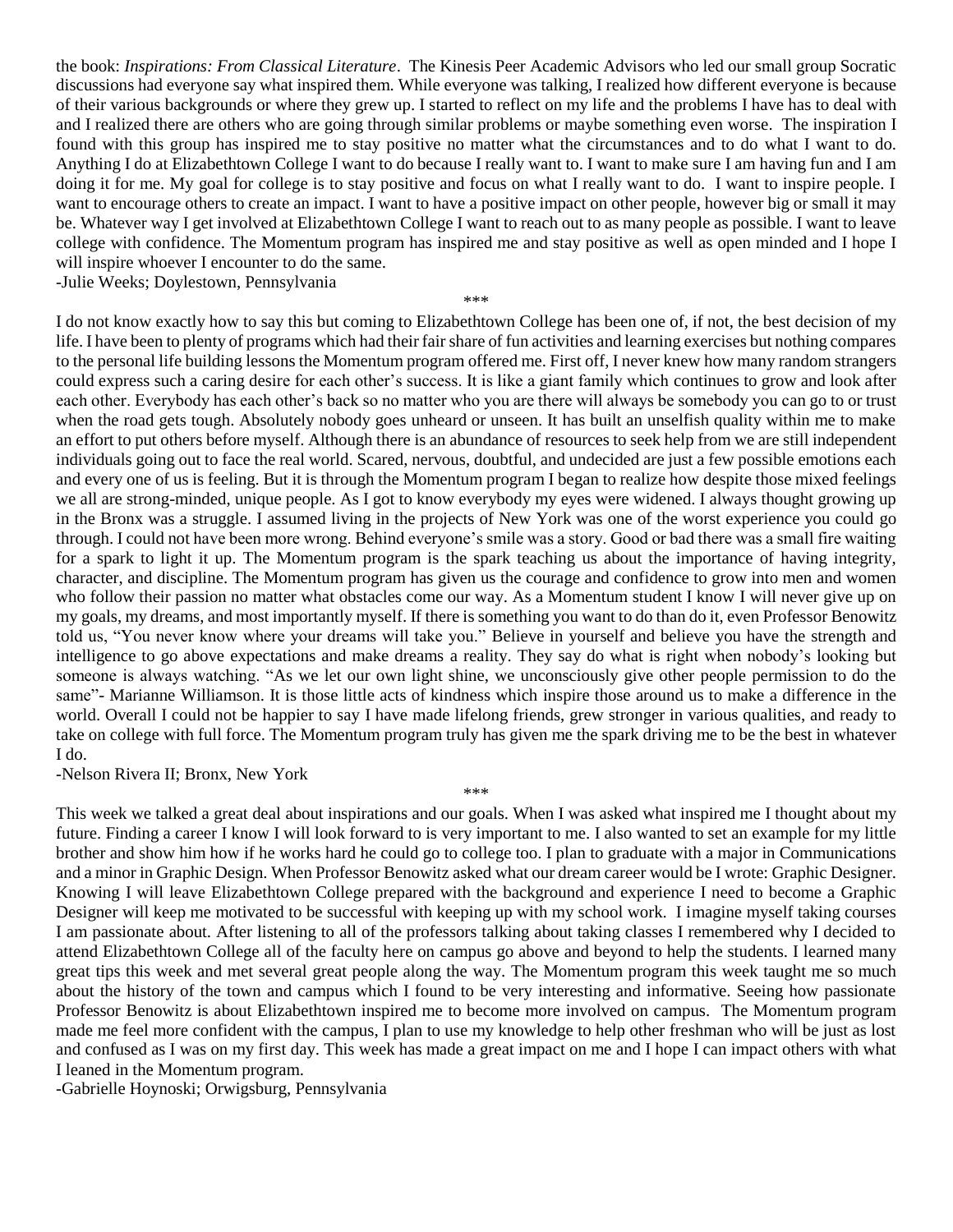the book: *Inspirations: From Classical Literature*. The Kinesis Peer Academic Advisors who led our small group Socratic discussions had everyone say what inspired them. While everyone was talking, I realized how different everyone is because of their various backgrounds or where they grew up. I started to reflect on my life and the problems I have has to deal with and I realized there are others who are going through similar problems or maybe something even worse. The inspiration I found with this group has inspired me to stay positive no matter what the circumstances and to do what I want to do. Anything I do at Elizabethtown College I want to do because I really want to. I want to make sure I am having fun and I am doing it for me. My goal for college is to stay positive and focus on what I really want to do. I want to inspire people. I want to encourage others to create an impact. I want to have a positive impact on other people, however big or small it may be. Whatever way I get involved at Elizabethtown College I want to reach out to as many people as possible. I want to leave college with confidence. The Momentum program has inspired me and stay positive as well as open minded and I hope I will inspire whoever I encounter to do the same.

-Julie Weeks; Doylestown, Pennsylvania

\*\*\*

I do not know exactly how to say this but coming to Elizabethtown College has been one of, if not, the best decision of my life. I have been to plenty of programs which had their fair share of fun activities and learning exercises but nothing compares to the personal life building lessons the Momentum program offered me. First off, I never knew how many random strangers could express such a caring desire for each other's success. It is like a giant family which continues to grow and look after each other. Everybody has each other's back so no matter who you are there will always be somebody you can go to or trust when the road gets tough. Absolutely nobody goes unheard or unseen. It has built an unselfish quality within me to make an effort to put others before myself. Although there is an abundance of resources to seek help from we are still independent individuals going out to face the real world. Scared, nervous, doubtful, and undecided are just a few possible emotions each and every one of us is feeling. But it is through the Momentum program I began to realize how despite those mixed feelings we all are strong-minded, unique people. As I got to know everybody my eyes were widened. I always thought growing up in the Bronx was a struggle. I assumed living in the projects of New York was one of the worst experience you could go through. I could not have been more wrong. Behind everyone's smile was a story. Good or bad there was a small fire waiting for a spark to light it up. The Momentum program is the spark teaching us about the importance of having integrity, character, and discipline. The Momentum program has given us the courage and confidence to grow into men and women who follow their passion no matter what obstacles come our way. As a Momentum student I know I will never give up on my goals, my dreams, and most importantly myself. If there is something you want to do than do it, even Professor Benowitz told us, "You never know where your dreams will take you." Believe in yourself and believe you have the strength and intelligence to go above expectations and make dreams a reality. They say do what is right when nobody's looking but someone is always watching. "As we let our own light shine, we unconsciously give other people permission to do the same"- Marianne Williamson. It is those little acts of kindness which inspire those around us to make a difference in the world. Overall I could not be happier to say I have made lifelong friends, grew stronger in various qualities, and ready to take on college with full force. The Momentum program truly has given me the spark driving me to be the best in whatever I do.

-Nelson Rivera II; Bronx, New York

\*\*\*

This week we talked a great deal about inspirations and our goals. When I was asked what inspired me I thought about my future. Finding a career I know I will look forward to is very important to me. I also wanted to set an example for my little brother and show him how if he works hard he could go to college too. I plan to graduate with a major in Communications and a minor in Graphic Design. When Professor Benowitz asked what our dream career would be I wrote: Graphic Designer. Knowing I will leave Elizabethtown College prepared with the background and experience I need to become a Graphic Designer will keep me motivated to be successful with keeping up with my school work. I imagine myself taking courses I am passionate about. After listening to all of the professors talking about taking classes I remembered why I decided to attend Elizabethtown College all of the faculty here on campus go above and beyond to help the students. I learned many great tips this week and met several great people along the way. The Momentum program this week taught me so much about the history of the town and campus which I found to be very interesting and informative. Seeing how passionate Professor Benowitz is about Elizabethtown inspired me to become more involved on campus. The Momentum program made me feel more confident with the campus, I plan to use my knowledge to help other freshman who will be just as lost and confused as I was on my first day. This week has made a great impact on me and I hope I can impact others with what I leaned in the Momentum program.

-Gabrielle Hoynoski; Orwigsburg, Pennsylvania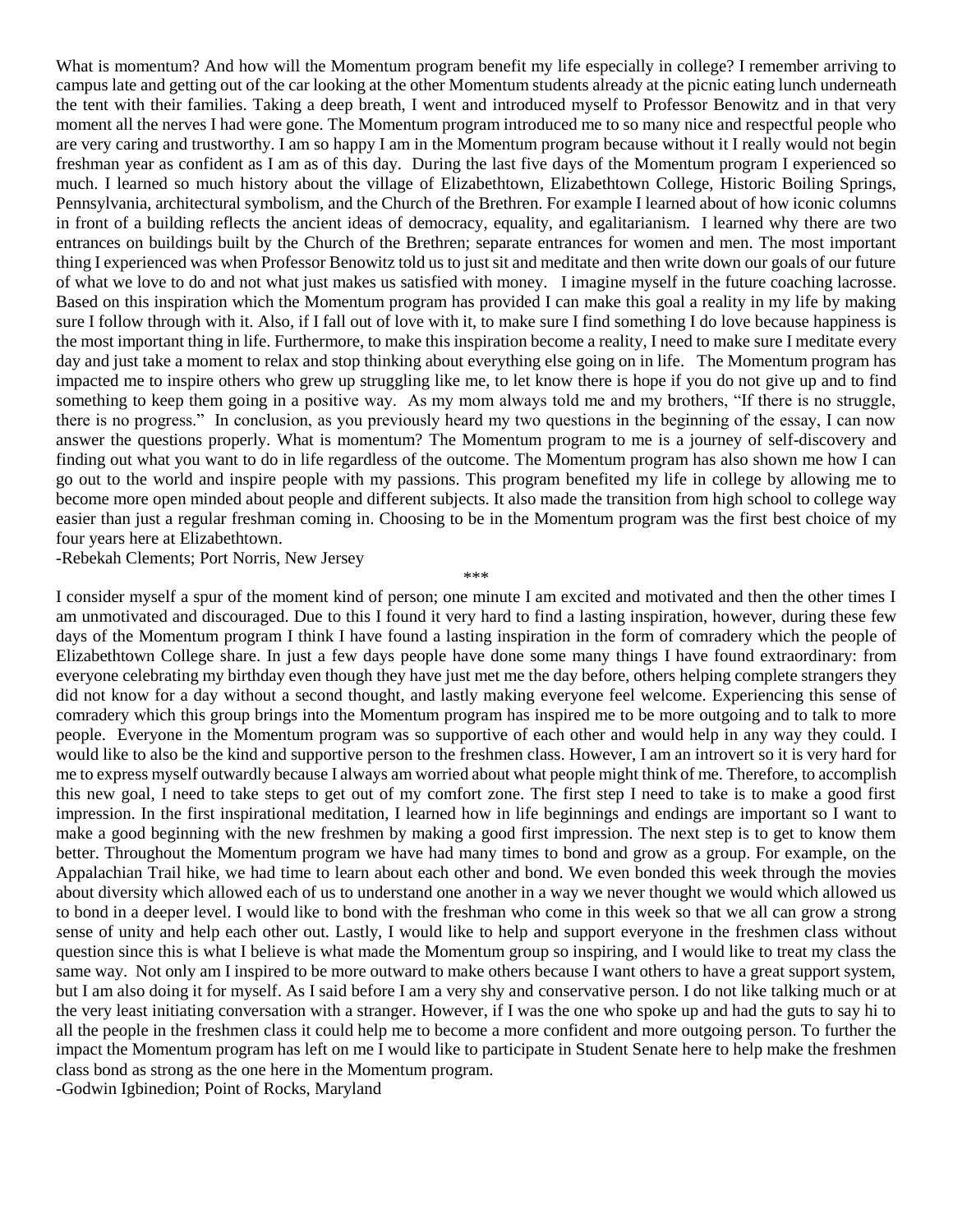What is momentum? And how will the Momentum program benefit my life especially in college? I remember arriving to campus late and getting out of the car looking at the other Momentum students already at the picnic eating lunch underneath the tent with their families. Taking a deep breath, I went and introduced myself to Professor Benowitz and in that very moment all the nerves I had were gone. The Momentum program introduced me to so many nice and respectful people who are very caring and trustworthy. I am so happy I am in the Momentum program because without it I really would not begin freshman year as confident as I am as of this day. During the last five days of the Momentum program I experienced so much. I learned so much history about the village of Elizabethtown, Elizabethtown College, Historic Boiling Springs, Pennsylvania, architectural symbolism, and the Church of the Brethren. For example I learned about of how iconic columns in front of a building reflects the ancient ideas of democracy, equality, and egalitarianism. I learned why there are two entrances on buildings built by the Church of the Brethren; separate entrances for women and men. The most important thing I experienced was when Professor Benowitz told us to just sit and meditate and then write down our goals of our future of what we love to do and not what just makes us satisfied with money. I imagine myself in the future coaching lacrosse. Based on this inspiration which the Momentum program has provided I can make this goal a reality in my life by making sure I follow through with it. Also, if I fall out of love with it, to make sure I find something I do love because happiness is the most important thing in life. Furthermore, to make this inspiration become a reality, I need to make sure I meditate every day and just take a moment to relax and stop thinking about everything else going on in life. The Momentum program has impacted me to inspire others who grew up struggling like me, to let know there is hope if you do not give up and to find something to keep them going in a positive way. As my mom always told me and my brothers, "If there is no struggle, there is no progress." In conclusion, as you previously heard my two questions in the beginning of the essay, I can now answer the questions properly. What is momentum? The Momentum program to me is a journey of self-discovery and finding out what you want to do in life regardless of the outcome. The Momentum program has also shown me how I can go out to the world and inspire people with my passions. This program benefited my life in college by allowing me to become more open minded about people and different subjects. It also made the transition from high school to college way easier than just a regular freshman coming in. Choosing to be in the Momentum program was the first best choice of my four years here at Elizabethtown.

-Rebekah Clements; Port Norris, New Jersey

***

I consider myself a spur of the moment kind of person; one minute I am excited and motivated and then the other times I am unmotivated and discouraged. Due to this I found it very hard to find a lasting inspiration, however, during these few days of the Momentum program I think I have found a lasting inspiration in the form of comradery which the people of Elizabethtown College share. In just a few days people have done some many things I have found extraordinary: from everyone celebrating my birthday even though they have just met me the day before, others helping complete strangers they did not know for a day without a second thought, and lastly making everyone feel welcome. Experiencing this sense of comradery which this group brings into the Momentum program has inspired me to be more outgoing and to talk to more people. Everyone in the Momentum program was so supportive of each other and would help in any way they could. I would like to also be the kind and supportive person to the freshmen class. However, I am an introvert so it is very hard for me to express myself outwardly because I always am worried about what people might think of me. Therefore, to accomplish this new goal, I need to take steps to get out of my comfort zone. The first step I need to take is to make a good first impression. In the first inspirational meditation, I learned how in life beginnings and endings are important so I want to make a good beginning with the new freshmen by making a good first impression. The next step is to get to know them better. Throughout the Momentum program we have had many times to bond and grow as a group. For example, on the Appalachian Trail hike, we had time to learn about each other and bond. We even bonded this week through the movies about diversity which allowed each of us to understand one another in a way we never thought we would which allowed us to bond in a deeper level. I would like to bond with the freshman who come in this week so that we all can grow a strong sense of unity and help each other out. Lastly, I would like to help and support everyone in the freshmen class without question since this is what I believe is what made the Momentum group so inspiring, and I would like to treat my class the same way. Not only am I inspired to be more outward to make others because I want others to have a great support system, but I am also doing it for myself. As I said before I am a very shy and conservative person. I do not like talking much or at the very least initiating conversation with a stranger. However, if I was the one who spoke up and had the guts to say hi to all the people in the freshmen class it could help me to become a more confident and more outgoing person. To further the impact the Momentum program has left on me I would like to participate in Student Senate here to help make the freshmen class bond as strong as the one here in the Momentum program.

-Godwin Igbinedion; Point of Rocks, Maryland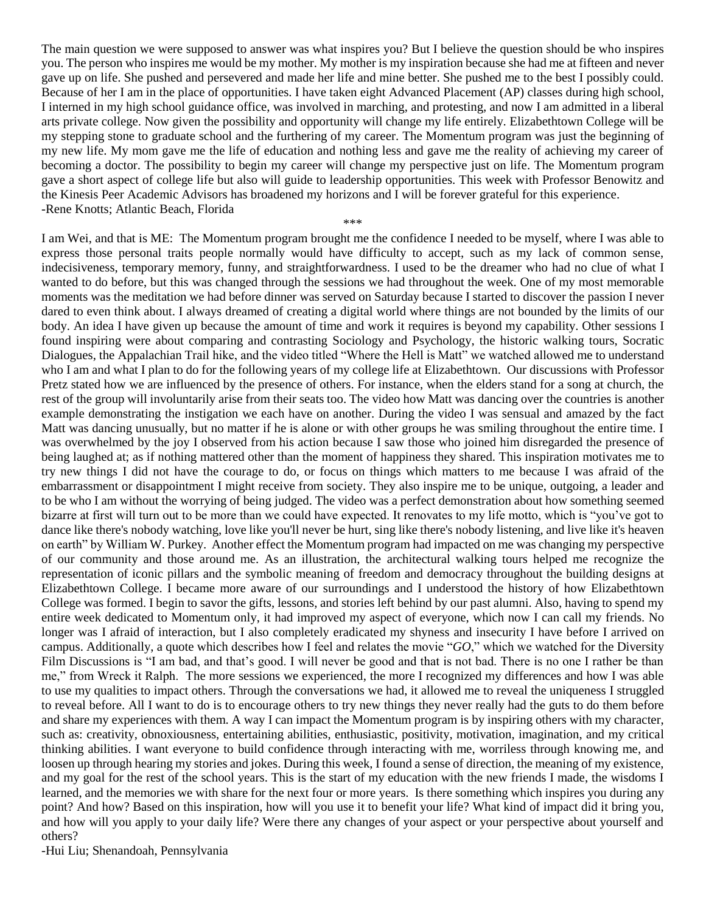The main question we were supposed to answer was what inspires you? But I believe the question should be who inspires you. The person who inspires me would be my mother. My mother is my inspiration because she had me at fifteen and never gave up on life. She pushed and persevered and made her life and mine better. She pushed me to the best I possibly could. Because of her I am in the place of opportunities. I have taken eight Advanced Placement (AP) classes during high school, I interned in my high school guidance office, was involved in marching, and protesting, and now I am admitted in a liberal arts private college. Now given the possibility and opportunity will change my life entirely. Elizabethtown College will be my stepping stone to graduate school and the furthering of my career. The Momentum program was just the beginning of my new life. My mom gave me the life of education and nothing less and gave me the reality of achieving my career of becoming a doctor. The possibility to begin my career will change my perspective just on life. The Momentum program gave a short aspect of college life but also will guide to leadership opportunities. This week with Professor Benowitz and the Kinesis Peer Academic Advisors has broadened my horizons and I will be forever grateful for this experience.
-Rene Knotts; Atlantic Beach, Florida

\*\*\*

I am Wei, and that is ME: The Momentum program brought me the confidence I needed to be myself, where I was able to express those personal traits people normally would have difficulty to accept, such as my lack of common sense, indecisiveness, temporary memory, funny, and straightforwardness. I used to be the dreamer who had no clue of what I wanted to do before, but this was changed through the sessions we had throughout the week. One of my most memorable moments was the meditation we had before dinner was served on Saturday because I started to discover the passion I never dared to even think about. I always dreamed of creating a digital world where things are not bounded by the limits of our body. An idea I have given up because the amount of time and work it requires is beyond my capability. Other sessions I found inspiring were about comparing and contrasting Sociology and Psychology, the historic walking tours, Socratic Dialogues, the Appalachian Trail hike, and the video titled "Where the Hell is Matt" we watched allowed me to understand who I am and what I plan to do for the following years of my college life at Elizabethtown. Our discussions with Professor Pretz stated how we are influenced by the presence of others. For instance, when the elders stand for a song at church, the rest of the group will involuntarily arise from their seats too. The video how Matt was dancing over the countries is another example demonstrating the instigation we each have on another. During the video I was sensual and amazed by the fact Matt was dancing unusually, but no matter if he is alone or with other groups he was smiling throughout the entire time. I was overwhelmed by the joy I observed from his action because I saw those who joined him disregarded the presence of being laughed at; as if nothing mattered other than the moment of happiness they shared. This inspiration motivates me to try new things I did not have the courage to do, or focus on things which matters to me because I was afraid of the embarrassment or disappointment I might receive from society. They also inspire me to be unique, outgoing, a leader and to be who I am without the worrying of being judged. The video was a perfect demonstration about how something seemed bizarre at first will turn out to be more than we could have expected. It renovates to my life motto, which is "you've got to dance like there's nobody watching, love like you'll never be hurt, sing like there's nobody listening, and live like it's heaven on earth" by William W. Purkey. Another effect the Momentum program had impacted on me was changing my perspective of our community and those around me. As an illustration, the architectural walking tours helped me recognize the representation of iconic pillars and the symbolic meaning of freedom and democracy throughout the building designs at Elizabethtown College. I became more aware of our surroundings and I understood the history of how Elizabethtown College was formed. I begin to savor the gifts, lessons, and stories left behind by our past alumni. Also, having to spend my entire week dedicated to Momentum only, it had improved my aspect of everyone, which now I can call my friends. No longer was I afraid of interaction, but I also completely eradicated my shyness and insecurity I have before I arrived on campus. Additionally, a quote which describes how I feel and relates the movie "*GO*," which we watched for the Diversity Film Discussions is "I am bad, and that's good. I will never be good and that is not bad. There is no one I rather be than me," from Wreck it Ralph. The more sessions we experienced, the more I recognized my differences and how I was able to use my qualities to impact others. Through the conversations we had, it allowed me to reveal the uniqueness I struggled to reveal before. All I want to do is to encourage others to try new things they never really had the guts to do them before and share my experiences with them. A way I can impact the Momentum program is by inspiring others with my character, such as: creativity, obnoxiousness, entertaining abilities, enthusiastic, positivity, motivation, imagination, and my critical thinking abilities. I want everyone to build confidence through interacting with me, worriless through knowing me, and loosen up through hearing my stories and jokes. During this week, I found a sense of direction, the meaning of my existence, and my goal for the rest of the school years. This is the start of my education with the new friends I made, the wisdoms I learned, and the memories we with share for the next four or more years. Is there something which inspires you during any point? And how? Based on this inspiration, how will you use it to benefit your life? What kind of impact did it bring you, and how will you apply to your daily life? Were there any changes of your aspect or your perspective about yourself and others?
-Hui Liu; Shenandoah, Pennsylvania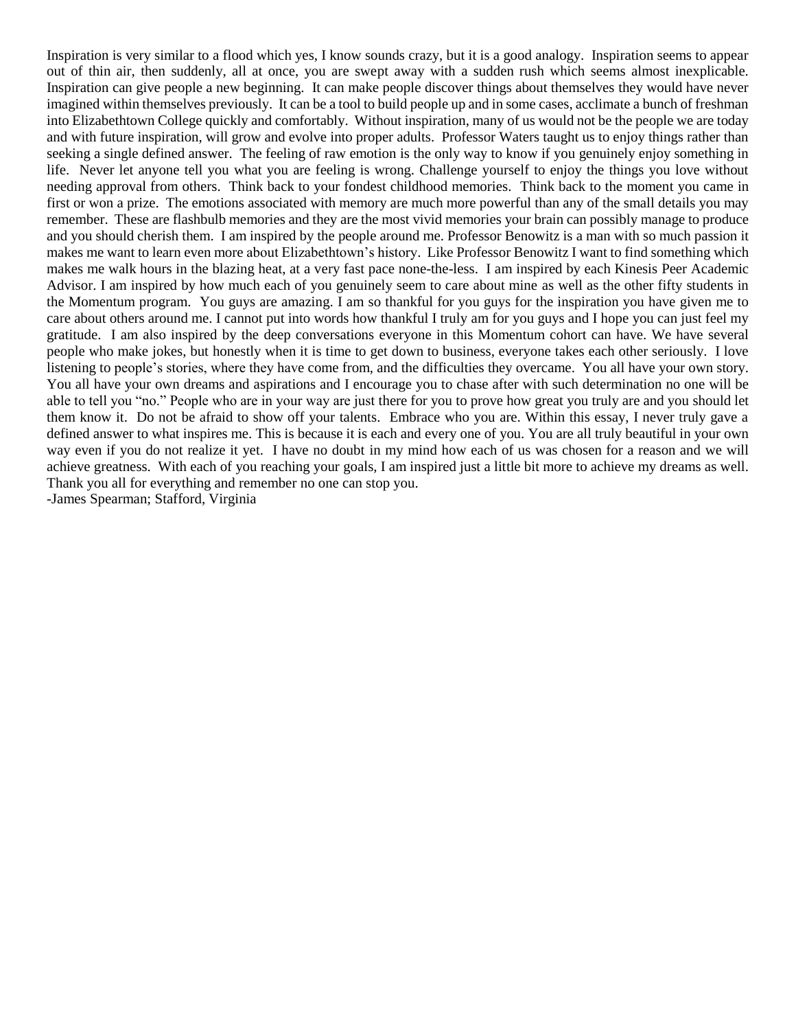Inspiration is very similar to a flood which yes, I know sounds crazy, but it is a good analogy. Inspiration seems to appear out of thin air, then suddenly, all at once, you are swept away with a sudden rush which seems almost inexplicable. Inspiration can give people a new beginning. It can make people discover things about themselves they would have never imagined within themselves previously. It can be a tool to build people up and in some cases, acclimate a bunch of freshman into Elizabethtown College quickly and comfortably. Without inspiration, many of us would not be the people we are today and with future inspiration, will grow and evolve into proper adults. Professor Waters taught us to enjoy things rather than seeking a single defined answer. The feeling of raw emotion is the only way to know if you genuinely enjoy something in life. Never let anyone tell you what you are feeling is wrong. Challenge yourself to enjoy the things you love without needing approval from others. Think back to your fondest childhood memories. Think back to the moment you came in first or won a prize. The emotions associated with memory are much more powerful than any of the small details you may remember. These are flashbulb memories and they are the most vivid memories your brain can possibly manage to produce and you should cherish them. I am inspired by the people around me. Professor Benowitz is a man with so much passion it makes me want to learn even more about Elizabethtown's history. Like Professor Benowitz I want to find something which makes me walk hours in the blazing heat, at a very fast pace none-the-less. I am inspired by each Kinesis Peer Academic Advisor. I am inspired by how much each of you genuinely seem to care about mine as well as the other fifty students in the Momentum program. You guys are amazing. I am so thankful for you guys for the inspiration you have given me to care about others around me. I cannot put into words how thankful I truly am for you guys and I hope you can just feel my gratitude. I am also inspired by the deep conversations everyone in this Momentum cohort can have. We have several people who make jokes, but honestly when it is time to get down to business, everyone takes each other seriously. I love listening to people's stories, where they have come from, and the difficulties they overcame. You all have your own story. You all have your own dreams and aspirations and I encourage you to chase after with such determination no one will be able to tell you "no." People who are in your way are just there for you to prove how great you truly are and you should let them know it. Do not be afraid to show off your talents. Embrace who you are. Within this essay, I never truly gave a defined answer to what inspires me. This is because it is each and every one of you. You are all truly beautiful in your own way even if you do not realize it yet. I have no doubt in my mind how each of us was chosen for a reason and we will achieve greatness. With each of you reaching your goals, I am inspired just a little bit more to achieve my dreams as well. Thank you all for everything and remember no one can stop you.

-James Spearman; Stafford, Virginia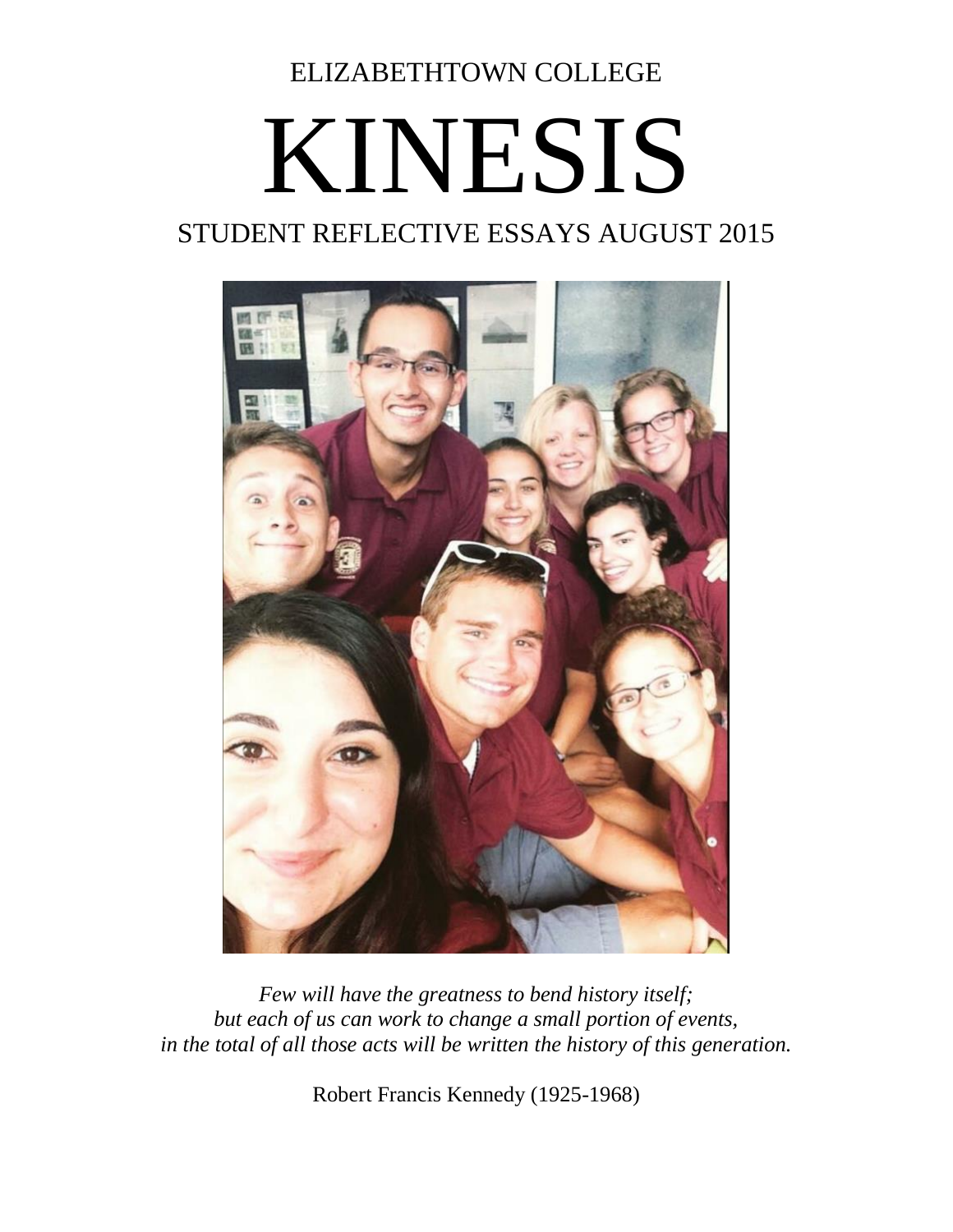ELIZABETHTOWN COLLEGE

# KINESIS

## STUDENT REFLECTIVE ESSAYS AUGUST 2015

*Few will have the greatness to bend history itself;*
*but each of us can work to change a small portion of events,*
*in the total of all those acts will be written the history of this generation.*

Robert Francis Kennedy (1925-1968)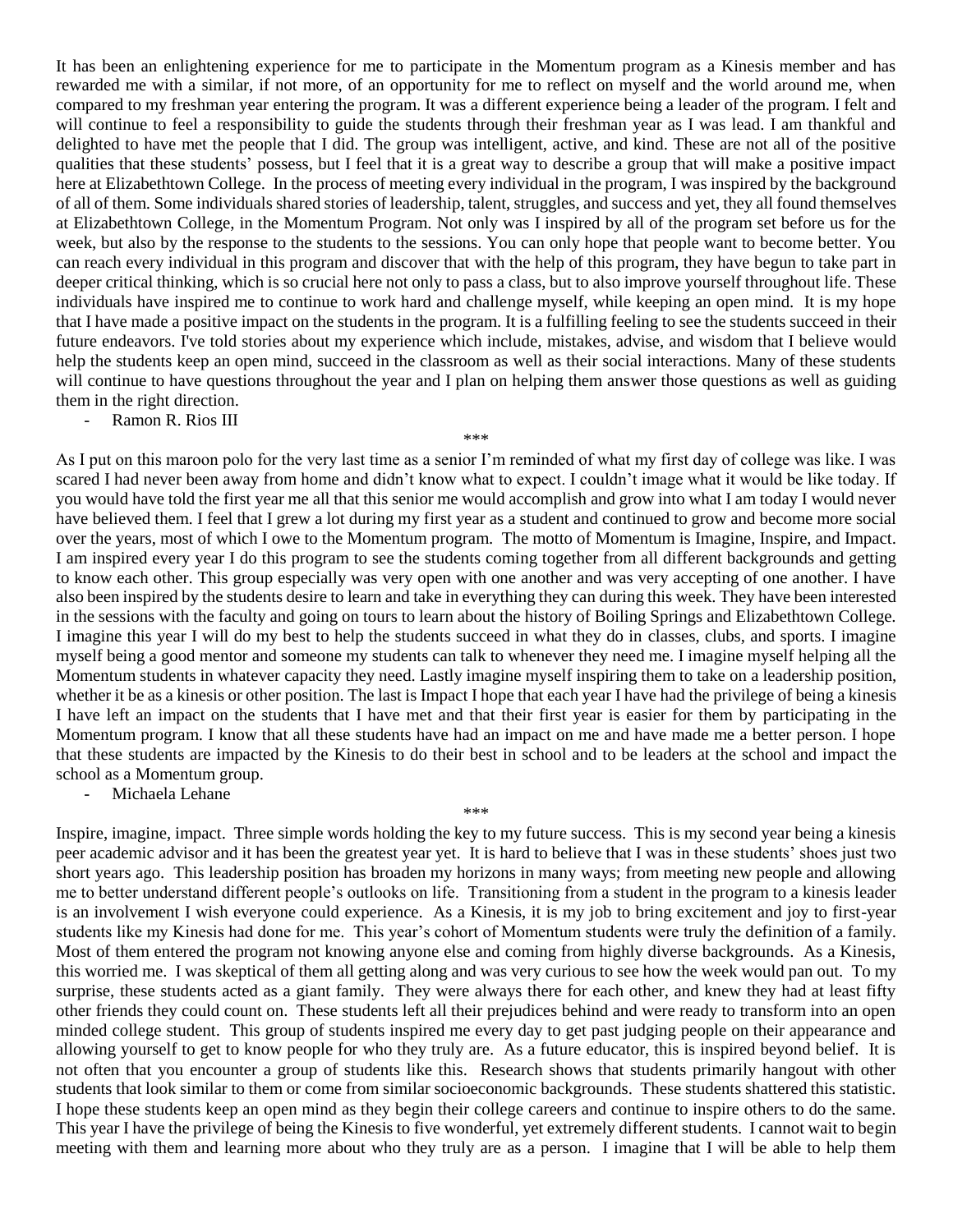It has been an enlightening experience for me to participate in the Momentum program as a Kinesis member and has rewarded me with a similar, if not more, of an opportunity for me to reflect on myself and the world around me, when compared to my freshman year entering the program. It was a different experience being a leader of the program. I felt and will continue to feel a responsibility to guide the students through their freshman year as I was lead. I am thankful and delighted to have met the people that I did. The group was intelligent, active, and kind. These are not all of the positive qualities that these students' possess, but I feel that it is a great way to describe a group that will make a positive impact here at Elizabethtown College. In the process of meeting every individual in the program, I was inspired by the background of all of them. Some individuals shared stories of leadership, talent, struggles, and success and yet, they all found themselves at Elizabethtown College, in the Momentum Program. Not only was I inspired by all of the program set before us for the week, but also by the response to the students to the sessions. You can only hope that people want to become better. You can reach every individual in this program and discover that with the help of this program, they have begun to take part in deeper critical thinking, which is so crucial here not only to pass a class, but to also improve yourself throughout life. These individuals have inspired me to continue to work hard and challenge myself, while keeping an open mind. It is my hope that I have made a positive impact on the students in the program. It is a fulfilling feeling to see the students succeed in their future endeavors. I've told stories about my experience which include, mistakes, advise, and wisdom that I believe would help the students keep an open mind, succeed in the classroom as well as their social interactions. Many of these students will continue to have questions throughout the year and I plan on helping them answer those questions as well as guiding them in the right direction.

- Ramon R. Rios III

***

As I put on this maroon polo for the very last time as a senior I'm reminded of what my first day of college was like. I was scared I had never been away from home and didn't know what to expect. I couldn't image what it would be like today. If you would have told the first year me all that this senior me would accomplish and grow into what I am today I would never have believed them. I feel that I grew a lot during my first year as a student and continued to grow and become more social over the years, most of which I owe to the Momentum program. The motto of Momentum is Imagine, Inspire, and Impact. I am inspired every year I do this program to see the students coming together from all different backgrounds and getting to know each other. This group especially was very open with one another and was very accepting of one another. I have also been inspired by the students desire to learn and take in everything they can during this week. They have been interested in the sessions with the faculty and going on tours to learn about the history of Boiling Springs and Elizabethtown College. I imagine this year I will do my best to help the students succeed in what they do in classes, clubs, and sports. I imagine myself being a good mentor and someone my students can talk to whenever they need me. I imagine myself helping all the Momentum students in whatever capacity they need. Lastly imagine myself inspiring them to take on a leadership position, whether it be as a kinesis or other position. The last is Impact I hope that each year I have had the privilege of being a kinesis I have left an impact on the students that I have met and that their first year is easier for them by participating in the Momentum program. I know that all these students have had an impact on me and have made me a better person. I hope that these students are impacted by the Kinesis to do their best in school and to be leaders at the school and impact the school as a Momentum group.

- Michaela Lehane

***

Inspire, imagine, impact. Three simple words holding the key to my future success. This is my second year being a kinesis peer academic advisor and it has been the greatest year yet. It is hard to believe that I was in these students' shoes just two short years ago. This leadership position has broaden my horizons in many ways; from meeting new people and allowing me to better understand different people's outlooks on life. Transitioning from a student in the program to a kinesis leader is an involvement I wish everyone could experience. As a Kinesis, it is my job to bring excitement and joy to first-year students like my Kinesis had done for me. This year's cohort of Momentum students were truly the definition of a family. Most of them entered the program not knowing anyone else and coming from highly diverse backgrounds. As a Kinesis, this worried me. I was skeptical of them all getting along and was very curious to see how the week would pan out. To my surprise, these students acted as a giant family. They were always there for each other, and knew they had at least fifty other friends they could count on. These students left all their prejudices behind and were ready to transform into an open minded college student. This group of students inspired me every day to get past judging people on their appearance and allowing yourself to get to know people for who they truly are. As a future educator, this is inspired beyond belief. It is not often that you encounter a group of students like this. Research shows that students primarily hangout with other students that look similar to them or come from similar socioeconomic backgrounds. These students shattered this statistic. I hope these students keep an open mind as they begin their college careers and continue to inspire others to do the same. This year I have the privilege of being the Kinesis to five wonderful, yet extremely different students. I cannot wait to begin meeting with them and learning more about who they truly are as a person. I imagine that I will be able to help them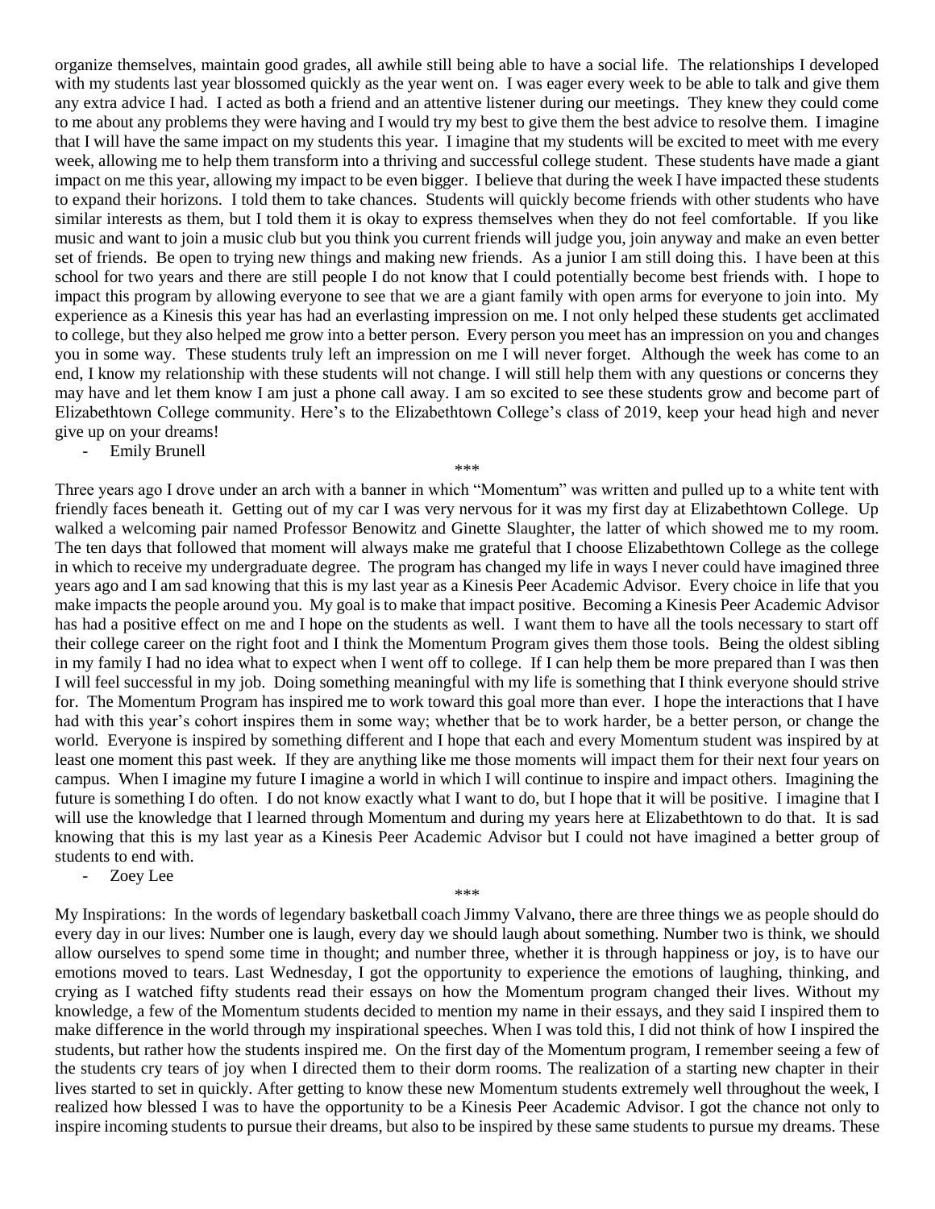organize themselves, maintain good grades, all awhile still being able to have a social life. The relationships I developed with my students last year blossomed quickly as the year went on. I was eager every week to be able to talk and give them any extra advice I had. I acted as both a friend and an attentive listener during our meetings. They knew they could come to me about any problems they were having and I would try my best to give them the best advice to resolve them. I imagine that I will have the same impact on my students this year. I imagine that my students will be excited to meet with me every week, allowing me to help them transform into a thriving and successful college student. These students have made a giant impact on me this year, allowing my impact to be even bigger. I believe that during the week I have impacted these students to expand their horizons. I told them to take chances. Students will quickly become friends with other students who have similar interests as them, but I told them it is okay to express themselves when they do not feel comfortable. If you like music and want to join a music club but you think you current friends will judge you, join anyway and make an even better set of friends. Be open to trying new things and making new friends. As a junior I am still doing this. I have been at this school for two years and there are still people I do not know that I could potentially become best friends with. I hope to impact this program by allowing everyone to see that we are a giant family with open arms for everyone to join into. My experience as a Kinesis this year has had an everlasting impression on me. I not only helped these students get acclimated to college, but they also helped me grow into a better person. Every person you meet has an impression on you and changes you in some way. These students truly left an impression on me I will never forget. Although the week has come to an end, I know my relationship with these students will not change. I will still help them with any questions or concerns they may have and let them know I am just a phone call away. I am so excited to see these students grow and become part of Elizabethtown College community. Here's to the Elizabethtown College's class of 2019, keep your head high and never give up on your dreams!

- Emily Brunell

***

Three years ago I drove under an arch with a banner in which "Momentum" was written and pulled up to a white tent with friendly faces beneath it. Getting out of my car I was very nervous for it was my first day at Elizabethtown College. Up walked a welcoming pair named Professor Benowitz and Ginette Slaughter, the latter of which showed me to my room. The ten days that followed that moment will always make me grateful that I choose Elizabethtown College as the college in which to receive my undergraduate degree. The program has changed my life in ways I never could have imagined three years ago and I am sad knowing that this is my last year as a Kinesis Peer Academic Advisor. Every choice in life that you make impacts the people around you. My goal is to make that impact positive. Becoming a Kinesis Peer Academic Advisor has had a positive effect on me and I hope on the students as well. I want them to have all the tools necessary to start off their college career on the right foot and I think the Momentum Program gives them those tools. Being the oldest sibling in my family I had no idea what to expect when I went off to college. If I can help them be more prepared than I was then I will feel successful in my job. Doing something meaningful with my life is something that I think everyone should strive for. The Momentum Program has inspired me to work toward this goal more than ever. I hope the interactions that I have had with this year's cohort inspires them in some way; whether that be to work harder, be a better person, or change the world. Everyone is inspired by something different and I hope that each and every Momentum student was inspired by at least one moment this past week. If they are anything like me those moments will impact them for their next four years on campus. When I imagine my future I imagine a world in which I will continue to inspire and impact others. Imagining the future is something I do often. I do not know exactly what I want to do, but I hope that it will be positive. I imagine that I will use the knowledge that I learned through Momentum and during my years here at Elizabethtown to do that. It is sad knowing that this is my last year as a Kinesis Peer Academic Advisor but I could not have imagined a better group of students to end with.

- Zoey Lee

***

My Inspirations: In the words of legendary basketball coach Jimmy Valvano, there are three things we as people should do every day in our lives: Number one is laugh, every day we should laugh about something. Number two is think, we should allow ourselves to spend some time in thought; and number three, whether it is through happiness or joy, is to have our emotions moved to tears. Last Wednesday, I got the opportunity to experience the emotions of laughing, thinking, and crying as I watched fifty students read their essays on how the Momentum program changed their lives. Without my knowledge, a few of the Momentum students decided to mention my name in their essays, and they said I inspired them to make difference in the world through my inspirational speeches. When I was told this, I did not think of how I inspired the students, but rather how the students inspired me. On the first day of the Momentum program, I remember seeing a few of the students cry tears of joy when I directed them to their dorm rooms. The realization of a starting new chapter in their lives started to set in quickly. After getting to know these new Momentum students extremely well throughout the week, I realized how blessed I was to have the opportunity to be a Kinesis Peer Academic Advisor. I got the chance not only to inspire incoming students to pursue their dreams, but also to be inspired by these same students to pursue my dreams. These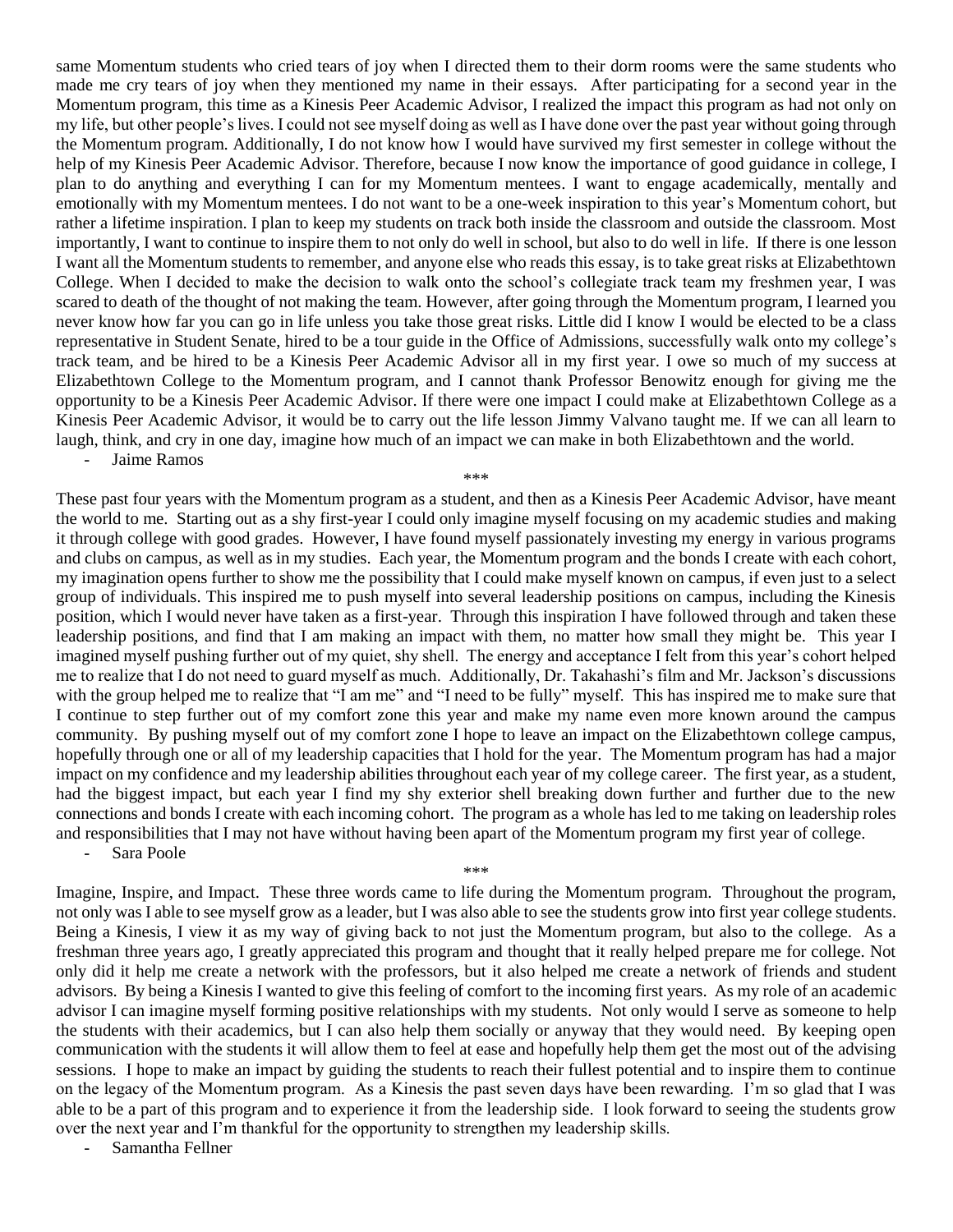same Momentum students who cried tears of joy when I directed them to their dorm rooms were the same students who made me cry tears of joy when they mentioned my name in their essays. After participating for a second year in the Momentum program, this time as a Kinesis Peer Academic Advisor, I realized the impact this program as had not only on my life, but other people's lives. I could not see myself doing as well as I have done over the past year without going through the Momentum program. Additionally, I do not know how I would have survived my first semester in college without the help of my Kinesis Peer Academic Advisor. Therefore, because I now know the importance of good guidance in college, I plan to do anything and everything I can for my Momentum mentees. I want to engage academically, mentally and emotionally with my Momentum mentees. I do not want to be a one-week inspiration to this year's Momentum cohort, but rather a lifetime inspiration. I plan to keep my students on track both inside the classroom and outside the classroom. Most importantly, I want to continue to inspire them to not only do well in school, but also to do well in life. If there is one lesson I want all the Momentum students to remember, and anyone else who reads this essay, is to take great risks at Elizabethtown College. When I decided to make the decision to walk onto the school's collegiate track team my freshmen year, I was scared to death of the thought of not making the team. However, after going through the Momentum program, I learned you never know how far you can go in life unless you take those great risks. Little did I know I would be elected to be a class representative in Student Senate, hired to be a tour guide in the Office of Admissions, successfully walk onto my college's track team, and be hired to be a Kinesis Peer Academic Advisor all in my first year. I owe so much of my success at Elizabethtown College to the Momentum program, and I cannot thank Professor Benowitz enough for giving me the opportunity to be a Kinesis Peer Academic Advisor. If there were one impact I could make at Elizabethtown College as a Kinesis Peer Academic Advisor, it would be to carry out the life lesson Jimmy Valvano taught me. If we can all learn to laugh, think, and cry in one day, imagine how much of an impact we can make in both Elizabethtown and the world.

- Jaime Ramos

\*\*\*

These past four years with the Momentum program as a student, and then as a Kinesis Peer Academic Advisor, have meant the world to me. Starting out as a shy first-year I could only imagine myself focusing on my academic studies and making it through college with good grades. However, I have found myself passionately investing my energy in various programs and clubs on campus, as well as in my studies. Each year, the Momentum program and the bonds I create with each cohort, my imagination opens further to show me the possibility that I could make myself known on campus, if even just to a select group of individuals. This inspired me to push myself into several leadership positions on campus, including the Kinesis position, which I would never have taken as a first-year. Through this inspiration I have followed through and taken these leadership positions, and find that I am making an impact with them, no matter how small they might be. This year I imagined myself pushing further out of my quiet, shy shell. The energy and acceptance I felt from this year's cohort helped me to realize that I do not need to guard myself as much. Additionally, Dr. Takahashi's film and Mr. Jackson's discussions with the group helped me to realize that "I am me" and "I need to be fully" myself. This has inspired me to make sure that I continue to step further out of my comfort zone this year and make my name even more known around the campus community. By pushing myself out of my comfort zone I hope to leave an impact on the Elizabethtown college campus, hopefully through one or all of my leadership capacities that I hold for the year. The Momentum program has had a major impact on my confidence and my leadership abilities throughout each year of my college career. The first year, as a student, had the biggest impact, but each year I find my shy exterior shell breaking down further and further due to the new connections and bonds I create with each incoming cohort. The program as a whole has led to me taking on leadership roles and responsibilities that I may not have without having been apart of the Momentum program my first year of college.

- Sara Poole

\*\*\*

Imagine, Inspire, and Impact. These three words came to life during the Momentum program. Throughout the program, not only was I able to see myself grow as a leader, but I was also able to see the students grow into first year college students. Being a Kinesis, I view it as my way of giving back to not just the Momentum program, but also to the college. As a freshman three years ago, I greatly appreciated this program and thought that it really helped prepare me for college. Not only did it help me create a network with the professors, but it also helped me create a network of friends and student advisors. By being a Kinesis I wanted to give this feeling of comfort to the incoming first years. As my role of an academic advisor I can imagine myself forming positive relationships with my students. Not only would I serve as someone to help the students with their academics, but I can also help them socially or anyway that they would need. By keeping open communication with the students it will allow them to feel at ease and hopefully help them get the most out of the advising sessions. I hope to make an impact by guiding the students to reach their fullest potential and to inspire them to continue on the legacy of the Momentum program. As a Kinesis the past seven days have been rewarding. I'm so glad that I was able to be a part of this program and to experience it from the leadership side. I look forward to seeing the students grow over the next year and I'm thankful for the opportunity to strengthen my leadership skills.

- Samantha Fellner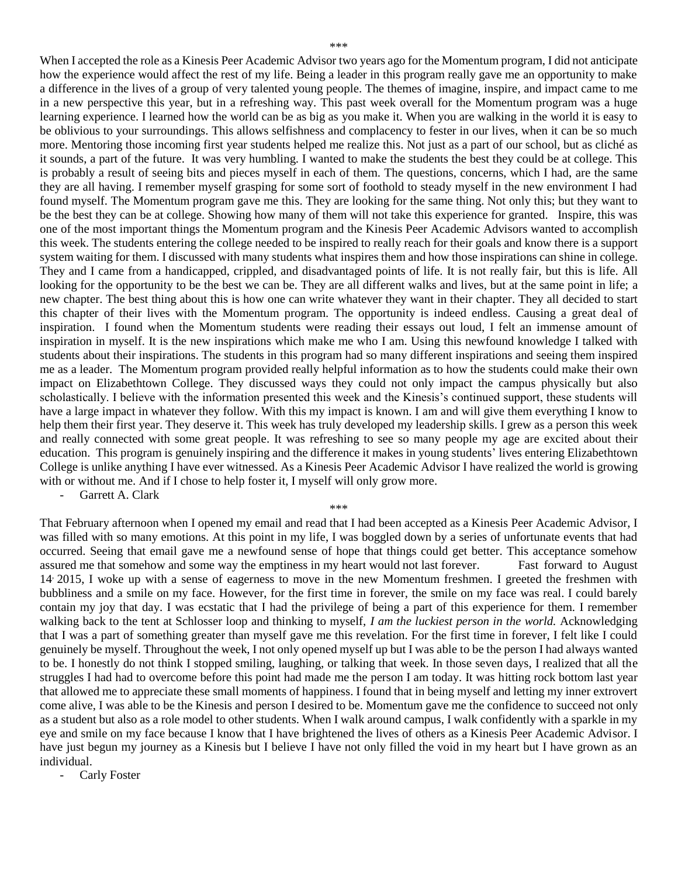\*\*\*

When I accepted the role as a Kinesis Peer Academic Advisor two years ago for the Momentum program, I did not anticipate how the experience would affect the rest of my life. Being a leader in this program really gave me an opportunity to make a difference in the lives of a group of very talented young people. The themes of imagine, inspire, and impact came to me in a new perspective this year, but in a refreshing way. This past week overall for the Momentum program was a huge learning experience. I learned how the world can be as big as you make it. When you are walking in the world it is easy to be oblivious to your surroundings. This allows selfishness and complacency to fester in our lives, when it can be so much more. Mentoring those incoming first year students helped me realize this. Not just as a part of our school, but as cliché as it sounds, a part of the future. It was very humbling. I wanted to make the students the best they could be at college. This is probably a result of seeing bits and pieces myself in each of them. The questions, concerns, which I had, are the same they are all having. I remember myself grasping for some sort of foothold to steady myself in the new environment I had found myself. The Momentum program gave me this. They are looking for the same thing. Not only this; but they want to be the best they can be at college. Showing how many of them will not take this experience for granted. Inspire, this was one of the most important things the Momentum program and the Kinesis Peer Academic Advisors wanted to accomplish this week. The students entering the college needed to be inspired to really reach for their goals and know there is a support system waiting for them. I discussed with many students what inspires them and how those inspirations can shine in college. They and I came from a handicapped, crippled, and disadvantaged points of life. It is not really fair, but this is life. All looking for the opportunity to be the best we can be. They are all different walks and lives, but at the same point in life; a new chapter. The best thing about this is how one can write whatever they want in their chapter. They all decided to start this chapter of their lives with the Momentum program. The opportunity is indeed endless. Causing a great deal of inspiration. I found when the Momentum students were reading their essays out loud, I felt an immense amount of inspiration in myself. It is the new inspirations which make me who I am. Using this newfound knowledge I talked with students about their inspirations. The students in this program had so many different inspirations and seeing them inspired me as a leader. The Momentum program provided really helpful information as to how the students could make their own impact on Elizabethtown College. They discussed ways they could not only impact the campus physically but also scholastically. I believe with the information presented this week and the Kinesis's continued support, these students will have a large impact in whatever they follow. With this my impact is known. I am and will give them everything I know to help them their first year. They deserve it. This week has truly developed my leadership skills. I grew as a person this week and really connected with some great people. It was refreshing to see so many people my age are excited about their education. This program is genuinely inspiring and the difference it makes in young students' lives entering Elizabethtown College is unlike anything I have ever witnessed. As a Kinesis Peer Academic Advisor I have realized the world is growing with or without me. And if I chose to help foster it, I myself will only grow more.

- Garrett A. Clark

\*\*\*

That February afternoon when I opened my email and read that I had been accepted as a Kinesis Peer Academic Advisor, I was filled with so many emotions. At this point in my life, I was boggled down by a series of unfortunate events that had occurred. Seeing that email gave me a newfound sense of hope that things could get better. This acceptance somehow assured me that somehow and some way the emptiness in my heart would not last forever. Fast forward to August 14, 2015, I woke up with a sense of eagerness to move in the new Momentum freshmen. I greeted the freshmen with bubbliness and a smile on my face. However, for the first time in forever, the smile on my face was real. I could barely contain my joy that day. I was ecstatic that I had the privilege of being a part of this experience for them. I remember walking back to the tent at Schlosser loop and thinking to myself, *I am the luckiest person in the world.* Acknowledging that I was a part of something greater than myself gave me this revelation. For the first time in forever, I felt like I could genuinely be myself. Throughout the week, I not only opened myself up but I was able to be the person I had always wanted to be. I honestly do not think I stopped smiling, laughing, or talking that week. In those seven days, I realized that all the struggles I had had to overcome before this point had made me the person I am today. It was hitting rock bottom last year that allowed me to appreciate these small moments of happiness. I found that in being myself and letting my inner extrovert come alive, I was able to be the Kinesis and person I desired to be. Momentum gave me the confidence to succeed not only as a student but also as a role model to other students. When I walk around campus, I walk confidently with a sparkle in my eye and smile on my face because I know that I have brightened the lives of others as a Kinesis Peer Academic Advisor. I have just begun my journey as a Kinesis but I believe I have not only filled the void in my heart but I have grown as an individual.

- Carly Foster